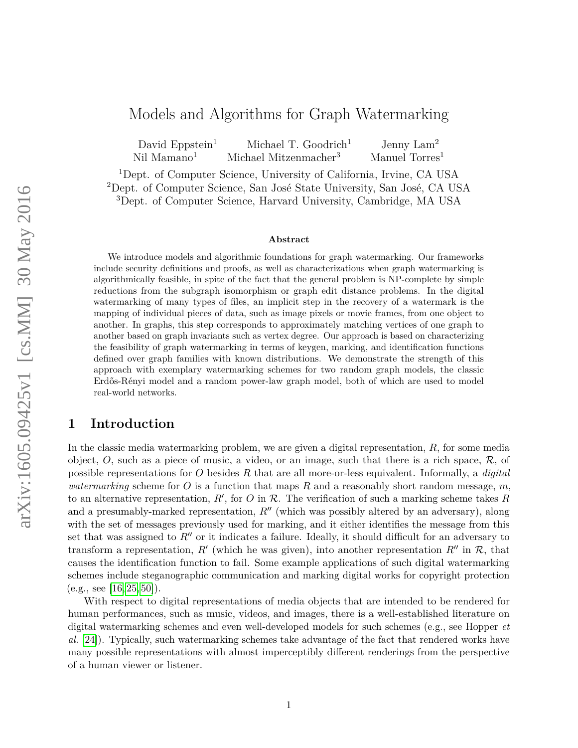# Models and Algorithms for Graph Watermarking

David Eppstein[1] Michael T. Goodrich[1] Jenny Lam[2]
Nil Mamano[1] Michael Mitzenmacher[3] Manuel Torres[1]

[1]Dept. of Computer Science, University of California, Irvine, CA USA
[2]Dept. of Computer Science, San José State University, San José, CA USA
[3]Dept. of Computer Science, Harvard University, Cambridge, MA USA

arXiv:1605.09425v1 [cs.MM] 30 May 2016

**Abstract**

We introduce models and algorithmic foundations for graph watermarking. Our frameworks include security definitions and proofs, as well as characterizations when graph watermarking is algorithmically feasible, in spite of the fact that the general problem is NP-complete by simple reductions from the subgraph isomorphism or graph edit distance problems. In the digital watermarking of many types of files, an implicit step in the recovery of a watermark is the mapping of individual pieces of data, such as image pixels or movie frames, from one object to another. In graphs, this step corresponds to approximately matching vertices of one graph to another based on graph invariants such as vertex degree. Our approach is based on characterizing the feasibility of graph watermarking in terms of keygen, marking, and identification functions defined over graph families with known distributions. We demonstrate the strength of this approach with exemplary watermarking schemes for two random graph models, the classic Erdős-Rényi model and a random power-law graph model, both of which are used to model real-world networks.

## 1 Introduction

In the classic media watermarking problem, we are given a digital representation, $R$, for some media object, $O$, such as a piece of music, a video, or an image, such that there is a rich space, $\mathcal{R}$, of possible representations for $O$ besides $R$ that are all more-or-less equivalent. Informally, a *digital watermarking* scheme for $O$ is a function that maps $R$ and a reasonably short random message, $m$, to an alternative representation, $R'$, for $O$ in $\mathcal{R}$. The verification of such a marking scheme takes $R$ and a presumably-marked representation, $R''$ (which was possibly altered by an adversary), along with the set of messages previously used for marking, and it either identifies the message from this set that was assigned to $R''$ or it indicates a failure. Ideally, it should difficult for an adversary to transform a representation, $R'$ (which he was given), into another representation $R''$ in $\mathcal{R}$, that causes the identification function to fail. Some example applications of such digital watermarking schemes include steganographic communication and marking digital works for copyright protection (e.g., see [16,25,50]).

With respect to digital representations of media objects that are intended to be rendered for human performances, such as music, videos, and images, there is a well-established literature on digital watermarking schemes and even well-developed models for such schemes (e.g., see Hopper *et al.* [24]). Typically, such watermarking schemes take advantage of the fact that rendered works have many possible representations with almost imperceptibly different renderings from the perspective of a human viewer or listener.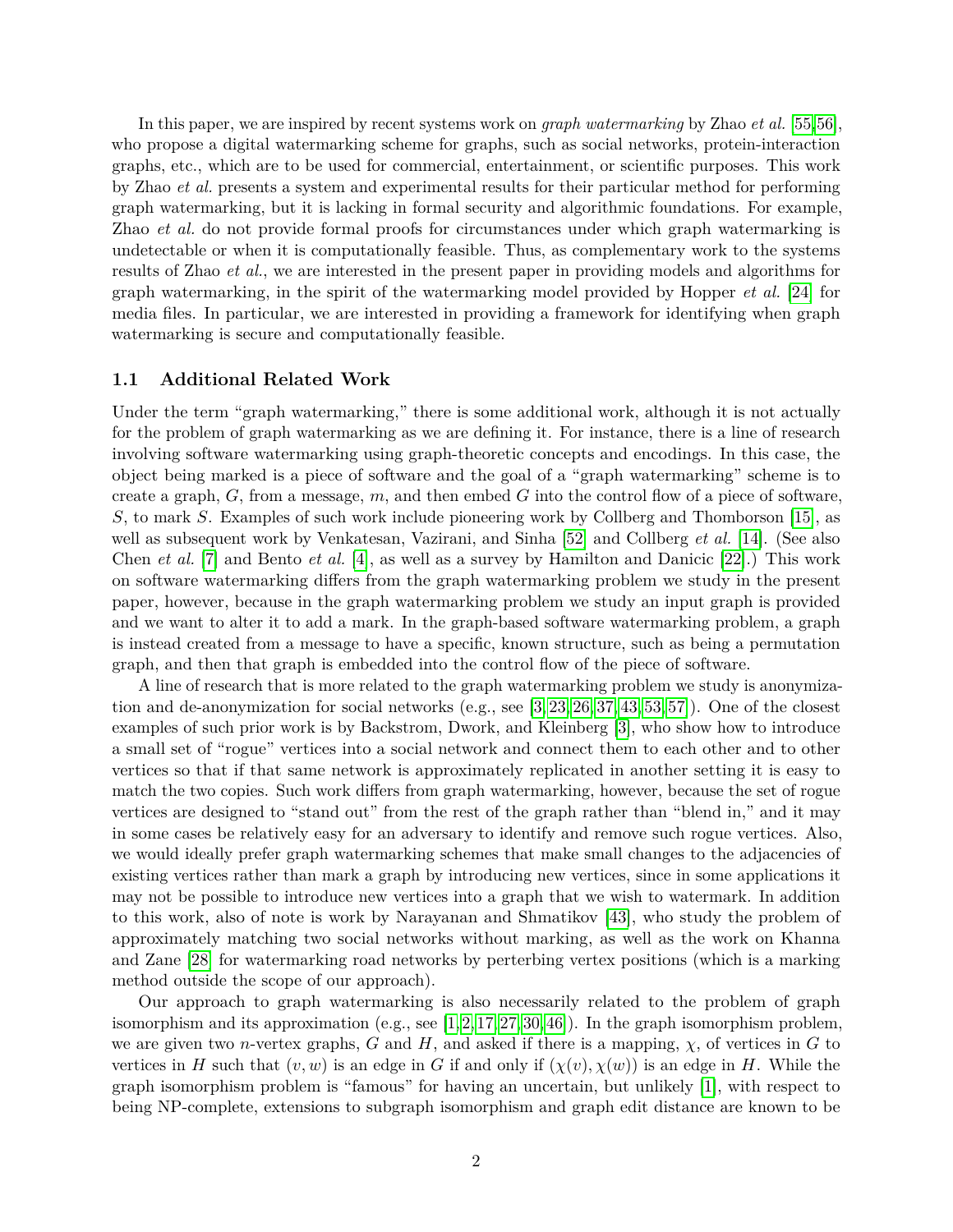In this paper, we are inspired by recent systems work on *graph watermarking* by Zhao *et al.* [55,56], who propose a digital watermarking scheme for graphs, such as social networks, protein-interaction graphs, etc., which are to be used for commercial, entertainment, or scientific purposes. This work by Zhao *et al.* presents a system and experimental results for their particular method for performing graph watermarking, but it is lacking in formal security and algorithmic foundations. For example, Zhao *et al.* do not provide formal proofs for circumstances under which graph watermarking is undetectable or when it is computationally feasible. Thus, as complementary work to the systems results of Zhao *et al.*, we are interested in the present paper in providing models and algorithms for graph watermarking, in the spirit of the watermarking model provided by Hopper *et al.* [24] for media files. In particular, we are interested in providing a framework for identifying when graph watermarking is secure and computationally feasible.

### 1.1 Additional Related Work

Under the term "graph watermarking," there is some additional work, although it is not actually for the problem of graph watermarking as we are defining it. For instance, there is a line of research involving software watermarking using graph-theoretic concepts and encodings. In this case, the object being marked is a piece of software and the goal of a "graph watermarking" scheme is to create a graph, $G$, from a message, $m$, and then embed $G$ into the control flow of a piece of software, $S$, to mark $S$. Examples of such work include pioneering work by Collberg and Thomborson [15], as well as subsequent work by Venkatesan, Vazirani, and Sinha [52] and Collberg *et al.* [14]. (See also Chen *et al.* [7] and Bento *et al.* [4], as well as a survey by Hamilton and Danicic [22].) This work on software watermarking differs from the graph watermarking problem we study in the present paper, however, because in the graph watermarking problem we study an input graph is provided and we want to alter it to add a mark. In the graph-based software watermarking problem, a graph is instead created from a message to have a specific, known structure, such as being a permutation graph, and then that graph is embedded into the control flow of the piece of software.

A line of research that is more related to the graph watermarking problem we study is anonymization and de-anonymization for social networks (e.g., see [3,23,26,37,43,53,57]). One of the closest examples of such prior work is by Backstrom, Dwork, and Kleinberg [3], who show how to introduce a small set of "rogue" vertices into a social network and connect them to each other and to other vertices so that if that same network is approximately replicated in another setting it is easy to match the two copies. Such work differs from graph watermarking, however, because the set of rogue vertices are designed to "stand out" from the rest of the graph rather than "blend in," and it may in some cases be relatively easy for an adversary to identify and remove such rogue vertices. Also, we would ideally prefer graph watermarking schemes that make small changes to the adjacencies of existing vertices rather than mark a graph by introducing new vertices, since in some applications it may not be possible to introduce new vertices into a graph that we wish to watermark. In addition to this work, also of note is work by Narayanan and Shmatikov [43], who study the problem of approximately matching two social networks without marking, as well as the work on Khanna and Zane [28] for watermarking road networks by perterbing vertex positions (which is a marking method outside the scope of our approach).

Our approach to graph watermarking is also necessarily related to the problem of graph isomorphism and its approximation (e.g., see [1,2,17,27,30,46]). In the graph isomorphism problem, we are given two $n$-vertex graphs, $G$ and $H$, and asked if there is a mapping, $\chi$, of vertices in $G$ to vertices in $H$ such that $(v, w)$ is an edge in $G$ if and only if $(\chi(v), \chi(w))$ is an edge in $H$. While the graph isomorphism problem is "famous" for having an uncertain, but unlikely [1], with respect to being NP-complete, extensions to subgraph isomorphism and graph edit distance are known to be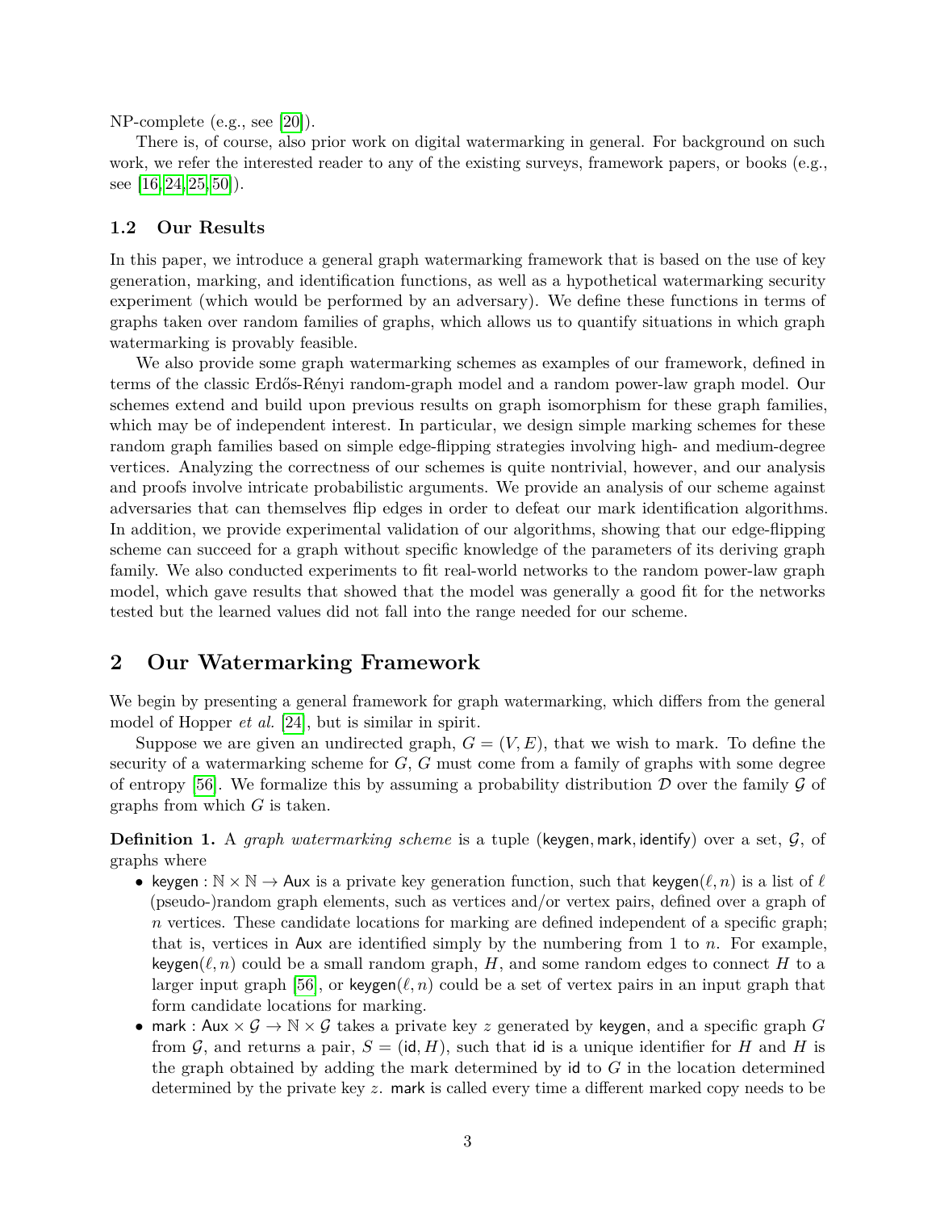NP-complete (e.g., see [20]).

There is, of course, also prior work on digital watermarking in general. For background on such work, we refer the interested reader to any of the existing surveys, framework papers, or books (e.g., see [16, 24, 25, 50]).

### 1.2 Our Results

In this paper, we introduce a general graph watermarking framework that is based on the use of key generation, marking, and identification functions, as well as a hypothetical watermarking security experiment (which would be performed by an adversary). We define these functions in terms of graphs taken over random families of graphs, which allows us to quantify situations in which graph watermarking is provably feasible.

We also provide some graph watermarking schemes as examples of our framework, defined in terms of the classic Erdős-Rényi random-graph model and a random power-law graph model. Our schemes extend and build upon previous results on graph isomorphism for these graph families, which may be of independent interest. In particular, we design simple marking schemes for these random graph families based on simple edge-flipping strategies involving high- and medium-degree vertices. Analyzing the correctness of our schemes is quite nontrivial, however, and our analysis and proofs involve intricate probabilistic arguments. We provide an analysis of our scheme against adversaries that can themselves flip edges in order to defeat our mark identification algorithms. In addition, we provide experimental validation of our algorithms, showing that our edge-flipping scheme can succeed for a graph without specific knowledge of the parameters of its deriving graph family. We also conducted experiments to fit real-world networks to the random power-law graph model, which gave results that showed that the model was generally a good fit for the networks tested but the learned values did not fall into the range needed for our scheme.

## 2 Our Watermarking Framework

We begin by presenting a general framework for graph watermarking, which differs from the general model of Hopper *et al.* [24], but is similar in spirit.

Suppose we are given an undirected graph, $G = (V, E)$, that we wish to mark. To define the security of a watermarking scheme for $G$, $G$ must come from a family of graphs with some degree of entropy [56]. We formalize this by assuming a probability distribution $\mathcal{D}$ over the family $\mathcal{G}$ of graphs from which $G$ is taken.

**Definition 1.** A *graph watermarking scheme* is a tuple $(\mathsf{keygen}, \mathsf{mark}, \mathsf{identify})$ over a set, $\mathcal{G}$, of graphs where

- $\mathsf{keygen} : \mathbb{N} \times \mathbb{N} \to \mathsf{Aux}$ is a private key generation function, such that $\mathsf{keygen}(\ell, n)$ is a list of $\ell$ (pseudo-)random graph elements, such as vertices and/or vertex pairs, defined over a graph of $n$ vertices. These candidate locations for marking are defined independent of a specific graph; that is, vertices in $\mathsf{Aux}$ are identified simply by the numbering from 1 to $n$. For example, $\mathsf{keygen}(\ell, n)$ could be a small random graph, $H$, and some random edges to connect $H$ to a larger input graph [56], or $\mathsf{keygen}(\ell, n)$ could be a set of vertex pairs in an input graph that form candidate locations for marking.
- $\mathsf{mark} : \mathsf{Aux} \times \mathcal{G} \to \mathbb{N} \times \mathcal{G}$ takes a private key $z$ generated by $\mathsf{keygen}$, and a specific graph $G$ from $\mathcal{G}$, and returns a pair, $S = (\mathsf{id}, H)$, such that $\mathsf{id}$ is a unique identifier for $H$ and $H$ is the graph obtained by adding the mark determined by $\mathsf{id}$ to $G$ in the location determined determined by the private key $z$. $\mathsf{mark}$ is called every time a different marked copy needs to be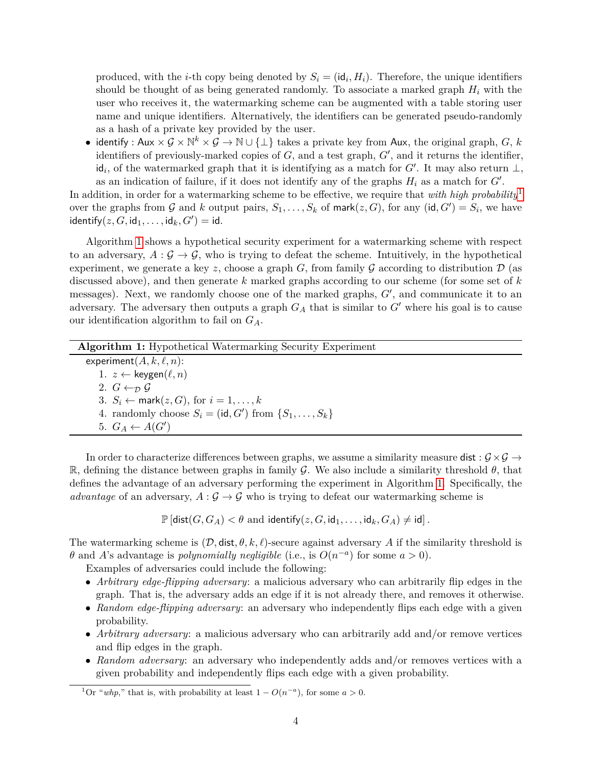produced, with the $i$-th copy being denoted by $S_i = (\mathsf{id}_i, H_i)$. Therefore, the unique identifiers should be thought of as being generated randomly. To associate a marked graph $H_i$ with the user who receives it, the watermarking scheme can be augmented with a table storing user name and unique identifiers. Alternatively, the identifiers can be generated pseudo-randomly as a hash of a private key provided by the user.

- $\mathsf{identify} : \mathsf{Aux} \times \mathcal{G} \times \mathbb{N}^k \times \mathcal{G} \rightarrow \mathbb{N} \cup \{\perp\}$ takes a private key from $\mathsf{Aux}$, the original graph, $G$, $k$ identifiers of previously-marked copies of $G$, and a test graph, $G'$, and it returns the identifier, $\mathsf{id}_i$, of the watermarked graph that it is identifying as a match for $G'$. It may also return $\perp$, as an indication of failure, if it does not identify any of the graphs $H_i$ as a match for $G'$.

In addition, in order for a watermarking scheme to be effective, we require that *with high probability*[1] over the graphs from $\mathcal{G}$ and $k$ output pairs, $S_1, \ldots, S_k$ of $\mathsf{mark}(z, G)$, for any $(\mathsf{id}, G') = S_i$, we have $\mathsf{identify}(z, G, \mathsf{id}_1, \ldots, \mathsf{id}_k, G') = \mathsf{id}$.

Algorithm 1 shows a hypothetical security experiment for a watermarking scheme with respect to an adversary, $A : \mathcal{G} \rightarrow \mathcal{G}$, who is trying to defeat the scheme. Intuitively, in the hypothetical experiment, we generate a key $z$, choose a graph $G$, from family $\mathcal{G}$ according to distribution $\mathcal{D}$ (as discussed above), and then generate $k$ marked graphs according to our scheme (for some set of $k$ messages). Next, we randomly choose one of the marked graphs, $G'$, and communicate it to an adversary. The adversary then outputs a graph $G_A$ that is similar to $G'$ where his goal is to cause our identification algorithm to fail on $G_A$.

**Algorithm 1:** Hypothetical Watermarking Security Experiment

$\mathsf{experiment}(A, k, \ell, n)$:
1. $z \leftarrow \mathsf{keygen}(\ell, n)$
2. $G \leftarrow_{\mathcal{D}} \mathcal{G}$
3. $S_i \leftarrow \mathsf{mark}(z, G)$, for $i = 1, \ldots, k$
4. randomly choose $S_i = (\mathsf{id}, G')$ from $\{S_1, \ldots, S_k\}$
5. $G_A \leftarrow A(G')$

In order to characterize differences between graphs, we assume a similarity measure $\mathsf{dist} : \mathcal{G} \times \mathcal{G} \rightarrow \mathbb{R}$, defining the distance between graphs in family $\mathcal{G}$. We also include a similarity threshold $\theta$, that defines the advantage of an adversary performing the experiment in Algorithm 1. Specifically, the *advantage* of an adversary, $A : \mathcal{G} \rightarrow \mathcal{G}$ who is trying to defeat our watermarking scheme is

$$\mathbb{P}\left[\mathsf{dist}(G, G_A) < \theta \text{ and } \mathsf{identify}(z, G, \mathsf{id}_1, \ldots, \mathsf{id}_k, G_A) \neq \mathsf{id}\right].$$

The watermarking scheme is $(\mathcal{D}, \mathsf{dist}, \theta, k, \ell)$-secure against adversary $A$ if the similarity threshold is $\theta$ and $A$'s advantage is *polynomially negligible* (i.e., is $O(n^{-a})$ for some $a > 0$).

Examples of adversaries could include the following:

- *Arbitrary edge-flipping adversary*: a malicious adversary who can arbitrarily flip edges in the graph. That is, the adversary adds an edge if it is not already there, and removes it otherwise.
- *Random edge-flipping adversary*: an adversary who independently flips each edge with a given probability.
- *Arbitrary adversary*: a malicious adversary who can arbitrarily add and/or remove vertices and flip edges in the graph.
- *Random adversary*: an adversary who independently adds and/or removes vertices with a given probability and independently flips each edge with a given probability.

[1] Or "*whp*," that is, with probability at least $1 - O(n^{-a})$, for some $a > 0$.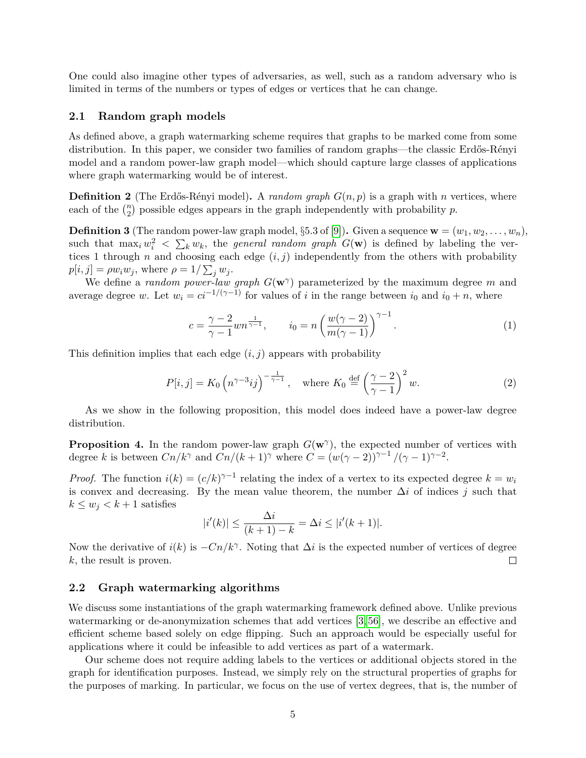One could also imagine other types of adversaries, as well, such as a random adversary who is limited in terms of the numbers or types of edges or vertices that he can change.

### 2.1 Random graph models

As defined above, a graph watermarking scheme requires that graphs to be marked come from some distribution. In this paper, we consider two families of random graphs—the classic Erdős-Rényi model and a random power-law graph model—which should capture large classes of applications where graph watermarking would be of interest.

**Definition 2** (The Erdős-Rényi model)**.** A *random graph* $G(n, p)$ is a graph with $n$ vertices, where each of the $\binom{n}{2}$ possible edges appears in the graph independently with probability $p$.

**Definition 3** (The random power-law graph model, §5.3 of [9])**.** Given a sequence $\mathbf{w} = (w_1, w_2, \ldots, w_n)$, such that $\max_i w_i^2 < \sum_k w_k$, the *general random graph* $G(\mathbf{w})$ is defined by labeling the vertices 1 through $n$ and choosing each edge $(i, j)$ independently from the others with probability $p[i, j] = \rho w_i w_j$, where $\rho = 1/\sum_j w_j$.

We define a *random power-law graph* $G(\mathbf{w}^\gamma)$ parameterized by the maximum degree $m$ and average degree $w$. Let $w_i = ci^{-1/(\gamma-1)}$ for values of $i$ in the range between $i_0$ and $i_0 + n$, where

$$c = \frac{\gamma - 2}{\gamma - 1} w n^{\frac{1}{\gamma - 1}}, \qquad i_0 = n \left( \frac{w(\gamma - 2)}{m(\gamma - 1)} \right)^{\gamma - 1}. \tag{1}$$

This definition implies that each edge $(i, j)$ appears with probability

$$P[i, j] = K_0 \left( n^{\gamma - 3} ij \right)^{-\frac{1}{\gamma - 1}}, \quad \text{where } K_0 \stackrel{\text{def}}{=} \left( \frac{\gamma - 2}{\gamma - 1} \right)^2 w. \tag{2}$$

As we show in the following proposition, this model does indeed have a power-law degree distribution.

**Proposition 4.** *In the random power-law graph $G(\mathbf{w}^\gamma)$, the expected number of vertices with degree $k$ is between $Cn/k^\gamma$ and $Cn/(k+1)^\gamma$ where $C = (w(\gamma - 2))^{\gamma - 1}/(\gamma - 1)^{\gamma - 2}$.*

*Proof.* The function $i(k) = (c/k)^{\gamma - 1}$ relating the index of a vertex to its expected degree $k = w_i$ is convex and decreasing. By the mean value theorem, the number $\Delta i$ of indices $j$ such that $k \leq w_j < k + 1$ satisfies

$$|i'(k)| \leq \frac{\Delta i}{(k + 1) - k} = \Delta i \leq |i'(k + 1)|.$$

Now the derivative of $i(k)$ is $-Cn/k^\gamma$. Noting that $\Delta i$ is the expected number of vertices of degree $k$, the result is proven. □

### 2.2 Graph watermarking algorithms

We discuss some instantiations of the graph watermarking framework defined above. Unlike previous watermarking or de-anonymization schemes that add vertices [3, 56], we describe an effective and efficient scheme based solely on edge flipping. Such an approach would be especially useful for applications where it could be infeasible to add vertices as part of a watermark.

Our scheme does not require adding labels to the vertices or additional objects stored in the graph for identification purposes. Instead, we simply rely on the structural properties of graphs for the purposes of marking. In particular, we focus on the use of vertex degrees, that is, the number of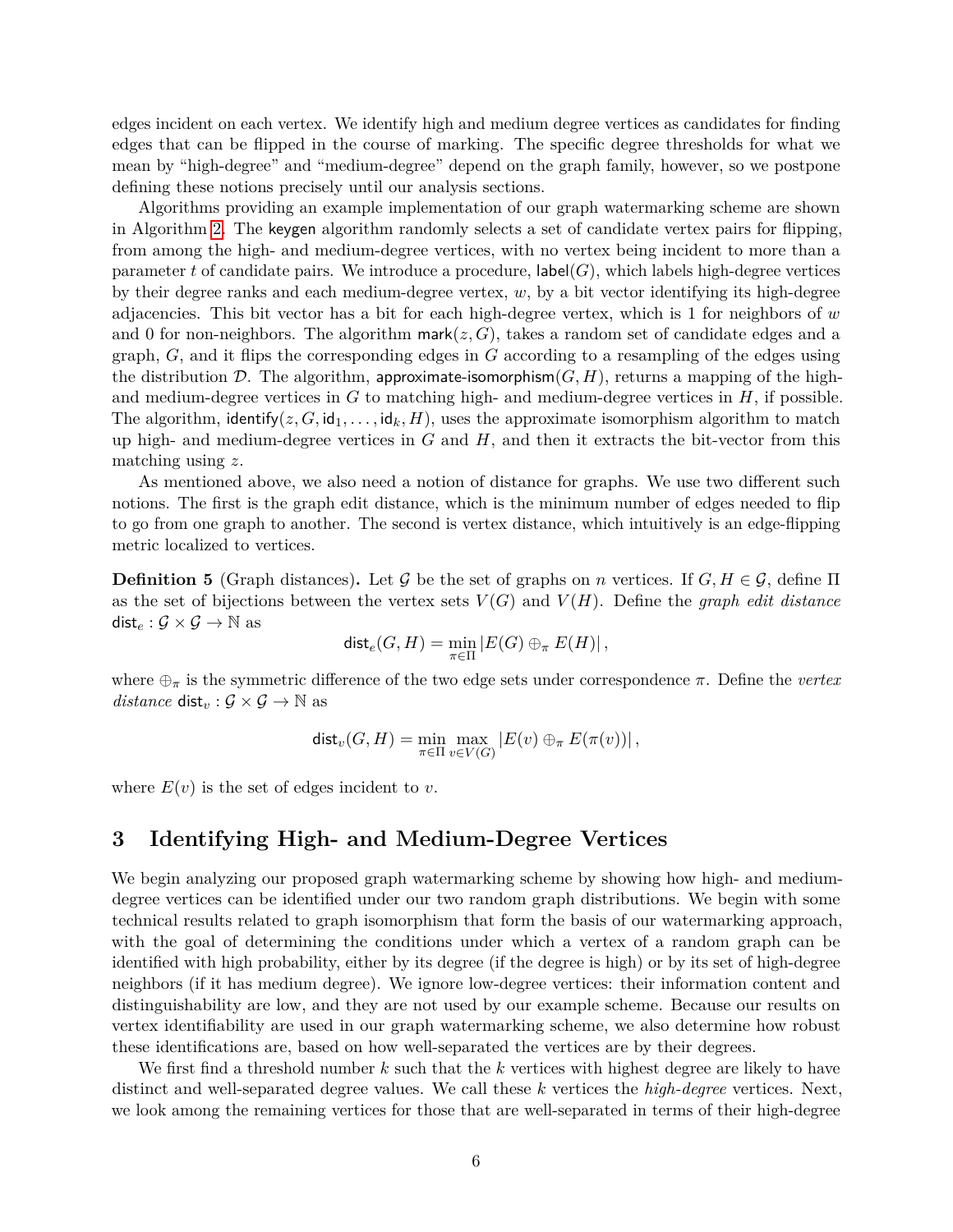edges incident on each vertex. We identify high and medium degree vertices as candidates for finding edges that can be flipped in the course of marking. The specific degree thresholds for what we mean by "high-degree" and "medium-degree" depend on the graph family, however, so we postpone defining these notions precisely until our analysis sections.

Algorithms providing an example implementation of our graph watermarking scheme are shown in Algorithm 2. The keygen algorithm randomly selects a set of candidate vertex pairs for flipping, from among the high- and medium-degree vertices, with no vertex being incident to more than a parameter $t$ of candidate pairs. We introduce a procedure, $\mathsf{label}(G)$, which labels high-degree vertices by their degree ranks and each medium-degree vertex, $w$, by a bit vector identifying its high-degree adjacencies. This bit vector has a bit for each high-degree vertex, which is 1 for neighbors of $w$ and 0 for non-neighbors. The algorithm $\mathsf{mark}(z, G)$, takes a random set of candidate edges and a graph, $G$, and it flips the corresponding edges in $G$ according to a resampling of the edges using the distribution $\mathcal{D}$. The algorithm, $\mathsf{approximate\text{-}isomorphism}(G, H)$, returns a mapping of the high- and medium-degree vertices in $G$ to matching high- and medium-degree vertices in $H$, if possible. The algorithm, $\mathsf{identify}(z, G, \mathsf{id}_1, \ldots, \mathsf{id}_k, H)$, uses the approximate isomorphism algorithm to match up high- and medium-degree vertices in $G$ and $H$, and then it extracts the bit-vector from this matching using $z$.

As mentioned above, we also need a notion of distance for graphs. We use two different such notions. The first is the graph edit distance, which is the minimum number of edges needed to flip to go from one graph to another. The second is vertex distance, which intuitively is an edge-flipping metric localized to vertices.

**Definition 5** (Graph distances)**.** Let $\mathcal{G}$ be the set of graphs on $n$ vertices. If $G, H \in \mathcal{G}$, define $\Pi$ as the set of bijections between the vertex sets $V(G)$ and $V(H)$. Define the *graph edit distance* $\mathsf{dist}_e : \mathcal{G} \times \mathcal{G} \to \mathbb{N}$ as

$$\mathsf{dist}_e(G, H) = \min_{\pi \in \Pi} |E(G) \oplus_\pi E(H)|,$$

where $\oplus_\pi$ is the symmetric difference of the two edge sets under correspondence $\pi$. Define the *vertex distance* $\mathsf{dist}_v : \mathcal{G} \times \mathcal{G} \to \mathbb{N}$ as

$$\mathsf{dist}_v(G, H) = \min_{\pi \in \Pi} \max_{v \in V(G)} |E(v) \oplus_\pi E(\pi(v))|,$$

where $E(v)$ is the set of edges incident to $v$.

# 3 Identifying High- and Medium-Degree Vertices

We begin analyzing our proposed graph watermarking scheme by showing how high- and medium-degree vertices can be identified under our two random graph distributions. We begin with some technical results related to graph isomorphism that form the basis of our watermarking approach, with the goal of determining the conditions under which a vertex of a random graph can be identified with high probability, either by its degree (if the degree is high) or by its set of high-degree neighbors (if it has medium degree). We ignore low-degree vertices: their information content and distinguishability are low, and they are not used by our example scheme. Because our results on vertex identifiability are used in our graph watermarking scheme, we also determine how robust these identifications are, based on how well-separated the vertices are by their degrees.

We first find a threshold number $k$ such that the $k$ vertices with highest degree are likely to have distinct and well-separated degree values. We call these $k$ vertices the *high-degree* vertices. Next, we look among the remaining vertices for those that are well-separated in terms of their high-degree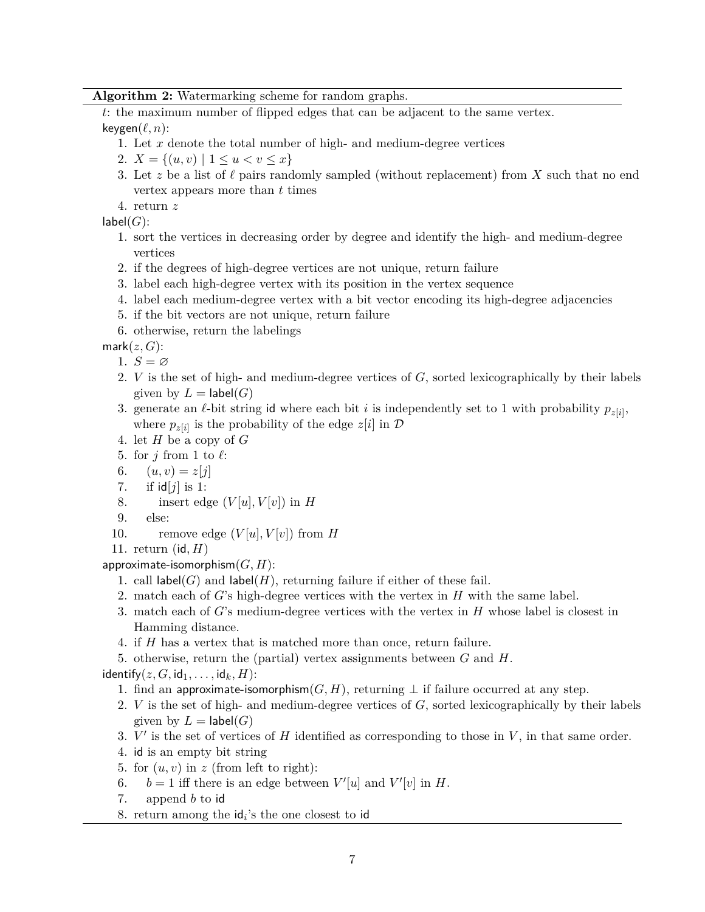**Algorithm 2:** Watermarking scheme for random graphs.

$t$: the maximum number of flipped edges that can be adjacent to the same vertex.

keygen($\ell, n$):

1. Let $x$ denote the total number of high- and medium-degree vertices
2. $X = \{(u, v) \mid 1 \leq u < v \leq x\}$
3. Let $z$ be a list of $\ell$ pairs randomly sampled (without replacement) from $X$ such that no end vertex appears more than $t$ times
4. return $z$

label($G$):

1. sort the vertices in decreasing order by degree and identify the high- and medium-degree vertices
2. if the degrees of high-degree vertices are not unique, return failure
3. label each high-degree vertex with its position in the vertex sequence
4. label each medium-degree vertex with a bit vector encoding its high-degree adjacencies
5. if the bit vectors are not unique, return failure
6. otherwise, return the labelings

mark($z, G$):

1. $S = \varnothing$
2. $V$ is the set of high- and medium-degree vertices of $G$, sorted lexicographically by their labels given by $L = \mathsf{label}(G)$
3. generate an $\ell$-bit string id where each bit $i$ is independently set to 1 with probability $p_{z[i]}$, where $p_{z[i]}$ is the probability of the edge $z[i]$ in $\mathcal{D}$
4. let $H$ be a copy of $G$
5. for $j$ from 1 to $\ell$:
6. &nbsp;&nbsp;&nbsp;&nbsp;$(u, v) = z[j]$
7. &nbsp;&nbsp;&nbsp;&nbsp;if id$[j]$ is 1:
8. &nbsp;&nbsp;&nbsp;&nbsp;&nbsp;&nbsp;&nbsp;&nbsp;insert edge $(V[u], V[v])$ in $H$
9. &nbsp;&nbsp;&nbsp;&nbsp;else:
10. &nbsp;&nbsp;&nbsp;&nbsp;&nbsp;&nbsp;&nbsp;&nbsp;remove edge $(V[u], V[v])$ from $H$
11. return (id, $H$)

approximate-isomorphism($G, H$):

1. call label($G$) and label($H$), returning failure if either of these fail.
2. match each of $G$'s high-degree vertices with the vertex in $H$ with the same label.
3. match each of $G$'s medium-degree vertices with the vertex in $H$ whose label is closest in Hamming distance.
4. if $H$ has a vertex that is matched more than once, return failure.
5. otherwise, return the (partial) vertex assignments between $G$ and $H$.

identify($z, G, \mathsf{id}_1, \ldots, \mathsf{id}_k, H$):

1. find an approximate-isomorphism($G, H$), returning $\perp$ if failure occurred at any step.
2. $V$ is the set of high- and medium-degree vertices of $G$, sorted lexicographically by their labels given by $L = \mathsf{label}(G)$
3. $V'$ is the set of vertices of $H$ identified as corresponding to those in $V$, in that same order.
4. id is an empty bit string
5. for $(u, v)$ in $z$ (from left to right):
6. &nbsp;&nbsp;&nbsp;&nbsp;$b = 1$ iff there is an edge between $V'[u]$ and $V'[v]$ in $H$.
7. &nbsp;&nbsp;&nbsp;&nbsp;append $b$ to id
8. return among the $\mathsf{id}_i$'s the one closest to id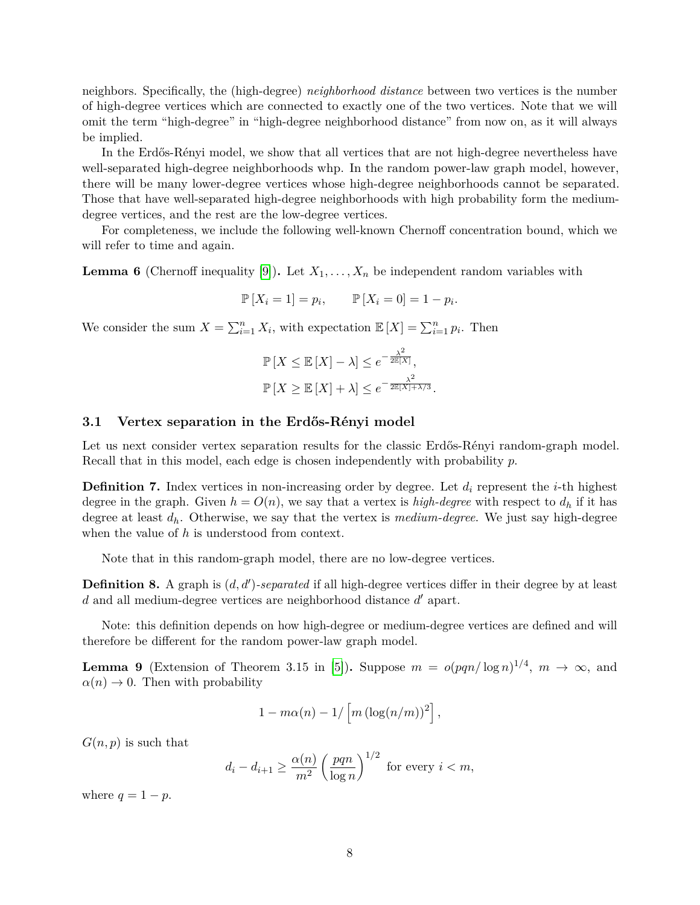neighbors. Specifically, the (high-degree) *neighborhood distance* between two vertices is the number of high-degree vertices which are connected to exactly one of the two vertices. Note that we will omit the term "high-degree" in "high-degree neighborhood distance" from now on, as it will always be implied.

In the Erdős-Rényi model, we show that all vertices that are not high-degree nevertheless have well-separated high-degree neighborhoods whp. In the random power-law graph model, however, there will be many lower-degree vertices whose high-degree neighborhoods cannot be separated. Those that have well-separated high-degree neighborhoods with high probability form the medium-degree vertices, and the rest are the low-degree vertices.

For completeness, we include the following well-known Chernoff concentration bound, which we will refer to time and again.

**Lemma 6** (Chernoff inequality [9])**.** Let $X_1, \ldots, X_n$ be independent random variables with

$$\mathbb{P}[X_i = 1] = p_i, \qquad \mathbb{P}[X_i = 0] = 1 - p_i.$$

We consider the sum $X = \sum_{i=1}^{n} X_i$, with expectation $\mathbb{E}[X] = \sum_{i=1}^{n} p_i$. Then

$$\mathbb{P}[X \leq \mathbb{E}[X] - \lambda] \leq e^{-\frac{\lambda^2}{2\mathbb{E}[X]}},$$
$$\mathbb{P}[X \geq \mathbb{E}[X] + \lambda] \leq e^{-\frac{\lambda^2}{2\mathbb{E}[X] + \lambda/3}}.$$

### 3.1 Vertex separation in the Erdős-Rényi model

Let us next consider vertex separation results for the classic Erdős-Rényi random-graph model. Recall that in this model, each edge is chosen independently with probability $p$.

**Definition 7.** Index vertices in non-increasing order by degree. Let $d_i$ represent the $i$-th highest degree in the graph. Given $h = O(n)$, we say that a vertex is *high-degree* with respect to $d_h$ if it has degree at least $d_h$. Otherwise, we say that the vertex is *medium-degree*. We just say high-degree when the value of $h$ is understood from context.

Note that in this random-graph model, there are no low-degree vertices.

**Definition 8.** A graph is $(d, d')$*-separated* if all high-degree vertices differ in their degree by at least $d$ and all medium-degree vertices are neighborhood distance $d'$ apart.

Note: this definition depends on how high-degree or medium-degree vertices are defined and will therefore be different for the random power-law graph model.

**Lemma 9** (Extension of Theorem 3.15 in [5])**.** Suppose $m = o(pqn/\log n)^{1/4}$, $m \to \infty$, and $\alpha(n) \to 0$. Then with probability

$$1 - m\alpha(n) - 1/\left[m\left(\log(n/m)\right)^2\right],$$

$G(n, p)$ is such that

$$d_i - d_{i+1} \geq \frac{\alpha(n)}{m^2}\left(\frac{pqn}{\log n}\right)^{1/2} \text{ for every } i < m,$$

where $q = 1 - p$.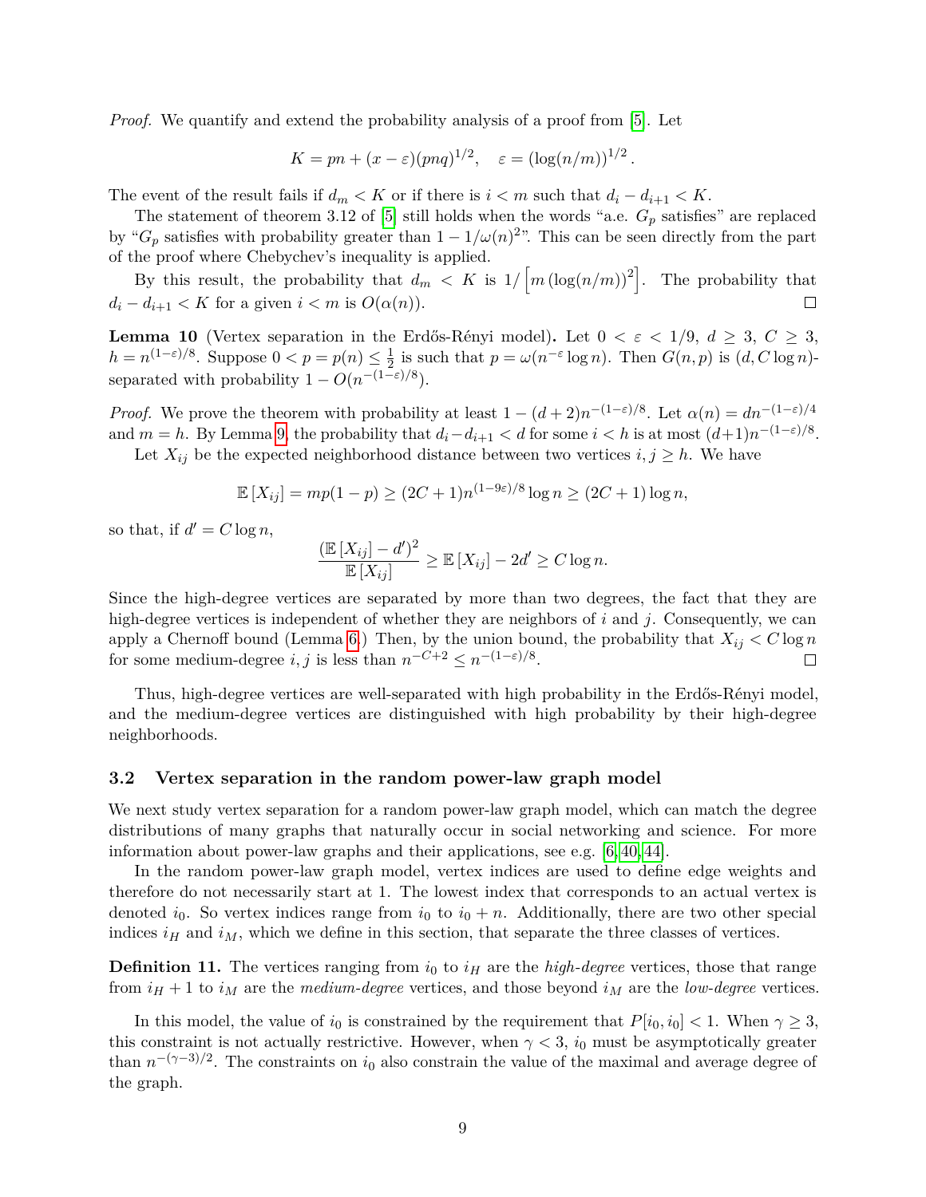*Proof.* We quantify and extend the probability analysis of a proof from [5]. Let

$$K = pn + (x - \varepsilon)(pnq)^{1/2}, \quad \varepsilon = (\log(n/m))^{1/2}.$$

The event of the result fails if $d_m < K$ or if there is $i < m$ such that $d_i - d_{i+1} < K$.

The statement of theorem 3.12 of [5] still holds when the words "a.e. $G_p$ satisfies" are replaced by "$G_p$ satisfies with probability greater than $1 - 1/\omega(n)^2$". This can be seen directly from the part of the proof where Chebychev's inequality is applied.

By this result, the probability that $d_m < K$ is $1/\left[m\left(\log(n/m)\right)^2\right]$. The probability that $d_i - d_{i+1} < K$ for a given $i < m$ is $O(\alpha(n))$. □

**Lemma 10** (Vertex separation in the Erdős-Rényi model)**.** Let $0 < \varepsilon < 1/9$, $d \geq 3$, $C \geq 3$, $h = n^{(1-\varepsilon)/8}$. Suppose $0 < p = p(n) \leq \frac{1}{2}$ is such that $p = \omega(n^{-\varepsilon} \log n)$. Then $G(n,p)$ is $(d, C \log n)$-separated with probability $1 - O(n^{-(1-\varepsilon)/8})$.

*Proof.* We prove the theorem with probability at least $1 - (d+2)n^{-(1-\varepsilon)/8}$. Let $\alpha(n) = dn^{-(1-\varepsilon)/4}$ and $m = h$. By Lemma 9, the probability that $d_i - d_{i+1} < d$ for some $i < h$ is at most $(d+1)n^{-(1-\varepsilon)/8}$.

Let $X_{ij}$ be the expected neighborhood distance between two vertices $i, j \geq h$. We have

$$\mathbb{E}\left[X_{ij}\right] = mp(1-p) \geq (2C+1)n^{(1-9\varepsilon)/8} \log n \geq (2C+1)\log n,$$

so that, if $d' = C \log n$,

$$\frac{(\mathbb{E}\left[X_{ij}\right] - d')^2}{\mathbb{E}\left[X_{ij}\right]} \geq \mathbb{E}\left[X_{ij}\right] - 2d' \geq C \log n.$$

Since the high-degree vertices are separated by more than two degrees, the fact that they are high-degree vertices is independent of whether they are neighbors of $i$ and $j$. Consequently, we can apply a Chernoff bound (Lemma 6.) Then, by the union bound, the probability that $X_{ij} < C \log n$ for some medium-degree $i, j$ is less than $n^{-C+2} \leq n^{-(1-\varepsilon)/8}$. □

Thus, high-degree vertices are well-separated with high probability in the Erdős-Rényi model, and the medium-degree vertices are distinguished with high probability by their high-degree neighborhoods.

### 3.2 Vertex separation in the random power-law graph model

We next study vertex separation for a random power-law graph model, which can match the degree distributions of many graphs that naturally occur in social networking and science. For more information about power-law graphs and their applications, see e.g. [6, 40, 44].

In the random power-law graph model, vertex indices are used to define edge weights and therefore do not necessarily start at 1. The lowest index that corresponds to an actual vertex is denoted $i_0$. So vertex indices range from $i_0$ to $i_0 + n$. Additionally, there are two other special indices $i_H$ and $i_M$, which we define in this section, that separate the three classes of vertices.

**Definition 11.** The vertices ranging from $i_0$ to $i_H$ are the *high-degree* vertices, those that range from $i_H + 1$ to $i_M$ are the *medium-degree* vertices, and those beyond $i_M$ are the *low-degree* vertices.

In this model, the value of $i_0$ is constrained by the requirement that $P[i_0, i_0] < 1$. When $\gamma \geq 3$, this constraint is not actually restrictive. However, when $\gamma < 3$, $i_0$ must be asymptotically greater than $n^{-(\gamma-3)/2}$. The constraints on $i_0$ also constrain the value of the maximal and average degree of the graph.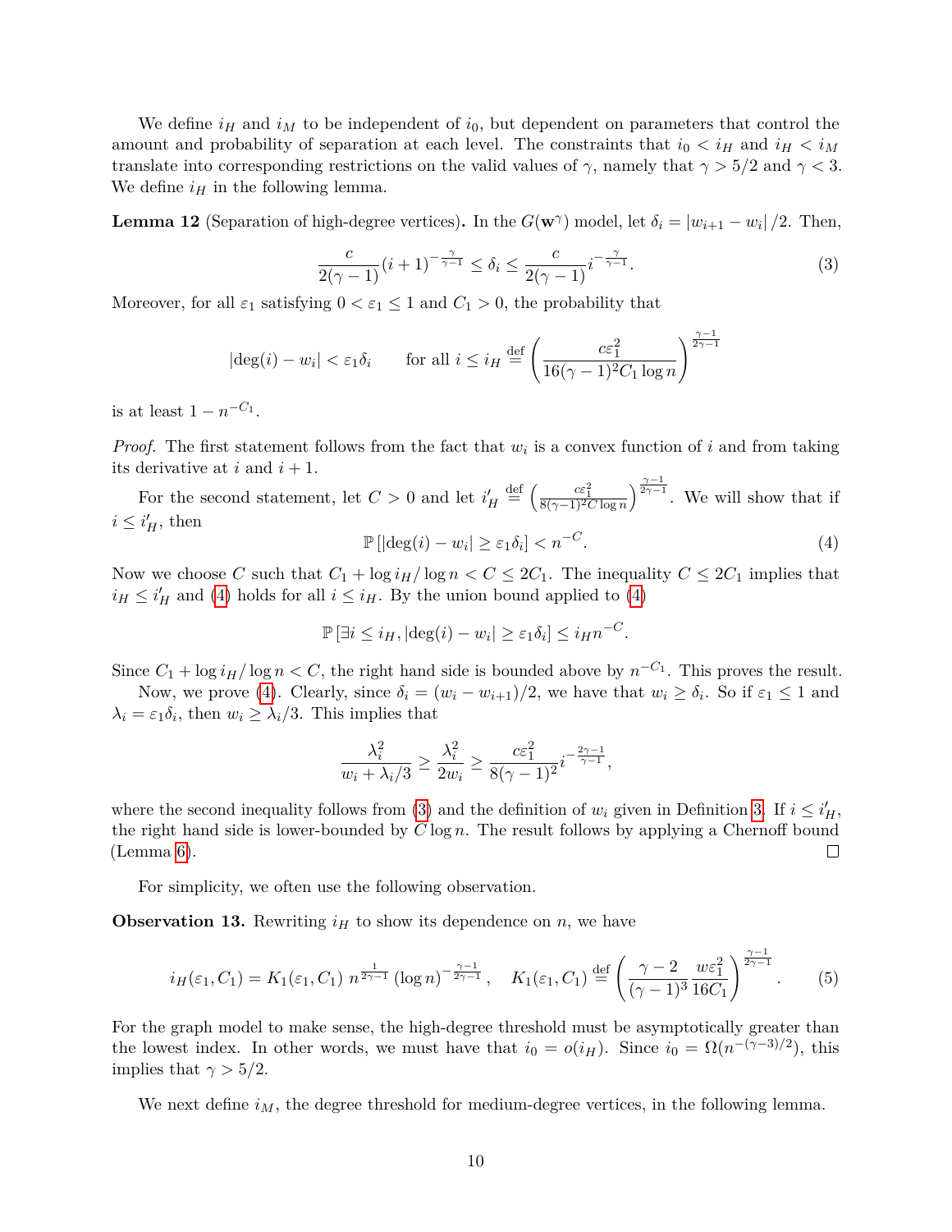We define $i_H$ and $i_M$ to be independent of $i_0$, but dependent on parameters that control the amount and probability of separation at each level. The constraints that $i_0 < i_H$ and $i_H < i_M$ translate into corresponding restrictions on the valid values of $\gamma$, namely that $\gamma > 5/2$ and $\gamma < 3$. We define $i_H$ in the following lemma.

**Lemma 12** (Separation of high-degree vertices)**.** In the $G(\mathbf{w}^\gamma)$ model, let $\delta_i = |w_{i+1} - w_i|/2$. Then,

$$\frac{c}{2(\gamma-1)}(i+1)^{-\frac{\gamma}{\gamma-1}} \leq \delta_i \leq \frac{c}{2(\gamma-1)} i^{-\frac{\gamma}{\gamma-1}}. \tag{3}$$

Moreover, for all $\varepsilon_1$ satisfying $0 < \varepsilon_1 \leq 1$ and $C_1 > 0$, the probability that

$$|\deg(i) - w_i| < \varepsilon_1 \delta_i \qquad \text{for all } i \leq i_H \stackrel{\text{def}}{=} \left( \frac{c\varepsilon_1^2}{16(\gamma-1)^2 C_1 \log n} \right)^{\frac{\gamma-1}{2\gamma-1}}$$

is at least $1 - n^{-C_1}$.

*Proof.* The first statement follows from the fact that $w_i$ is a convex function of $i$ and from taking its derivative at $i$ and $i+1$.

For the second statement, let $C > 0$ and let $i'_H \stackrel{\text{def}}{=} \left( \frac{c\varepsilon_1^2}{8(\gamma-1)^2 C \log n} \right)^{\frac{\gamma-1}{2\gamma-1}}$. We will show that if $i \leq i'_H$, then

$$\mathbb{P}\left[ |\deg(i) - w_i| \geq \varepsilon_1 \delta_i \right] < n^{-C}. \tag{4}$$

Now we choose $C$ such that $C_1 + \log i_H / \log n < C \leq 2C_1$. The inequality $C \leq 2C_1$ implies that $i_H \leq i'_H$ and (4) holds for all $i \leq i_H$. By the union bound applied to (4)

$$\mathbb{P}\left[ \exists i \leq i_H, |\deg(i) - w_i| \geq \varepsilon_1 \delta_i \right] \leq i_H n^{-C}.$$

Since $C_1 + \log i_H / \log n < C$, the right hand side is bounded above by $n^{-C_1}$. This proves the result.

Now, we prove (4). Clearly, since $\delta_i = (w_i - w_{i+1})/2$, we have that $w_i \geq \delta_i$. So if $\varepsilon_1 \leq 1$ and $\lambda_i = \varepsilon_1 \delta_i$, then $w_i \geq \lambda_i / 3$. This implies that

$$\frac{\lambda_i^2}{w_i + \lambda_i/3} \geq \frac{\lambda_i^2}{2w_i} \geq \frac{c\varepsilon_1^2}{8(\gamma-1)^2} i^{-\frac{2\gamma-1}{\gamma-1}},$$

where the second inequality follows from (3) and the definition of $w_i$ given in Definition 3. If $i \leq i'_H$, the right hand side is lower-bounded by $C \log n$. The result follows by applying a Chernoff bound (Lemma 6). $\square$

For simplicity, we often use the following observation.

**Observation 13.** Rewriting $i_H$ to show its dependence on $n$, we have

$$i_H(\varepsilon_1, C_1) = K_1(\varepsilon_1, C_1)\, n^{\frac{1}{2\gamma-1}} (\log n)^{-\frac{\gamma-1}{2\gamma-1}}, \quad K_1(\varepsilon_1, C_1) \stackrel{\text{def}}{=} \left( \frac{\gamma-2}{(\gamma-1)^3} \frac{w\varepsilon_1^2}{16C_1} \right)^{\frac{\gamma-1}{2\gamma-1}}. \tag{5}$$

For the graph model to make sense, the high-degree threshold must be asymptotically greater than the lowest index. In other words, we must have that $i_0 = o(i_H)$. Since $i_0 = \Omega(n^{-(\gamma-3)/2})$, this implies that $\gamma > 5/2$.

We next define $i_M$, the degree threshold for medium-degree vertices, in the following lemma.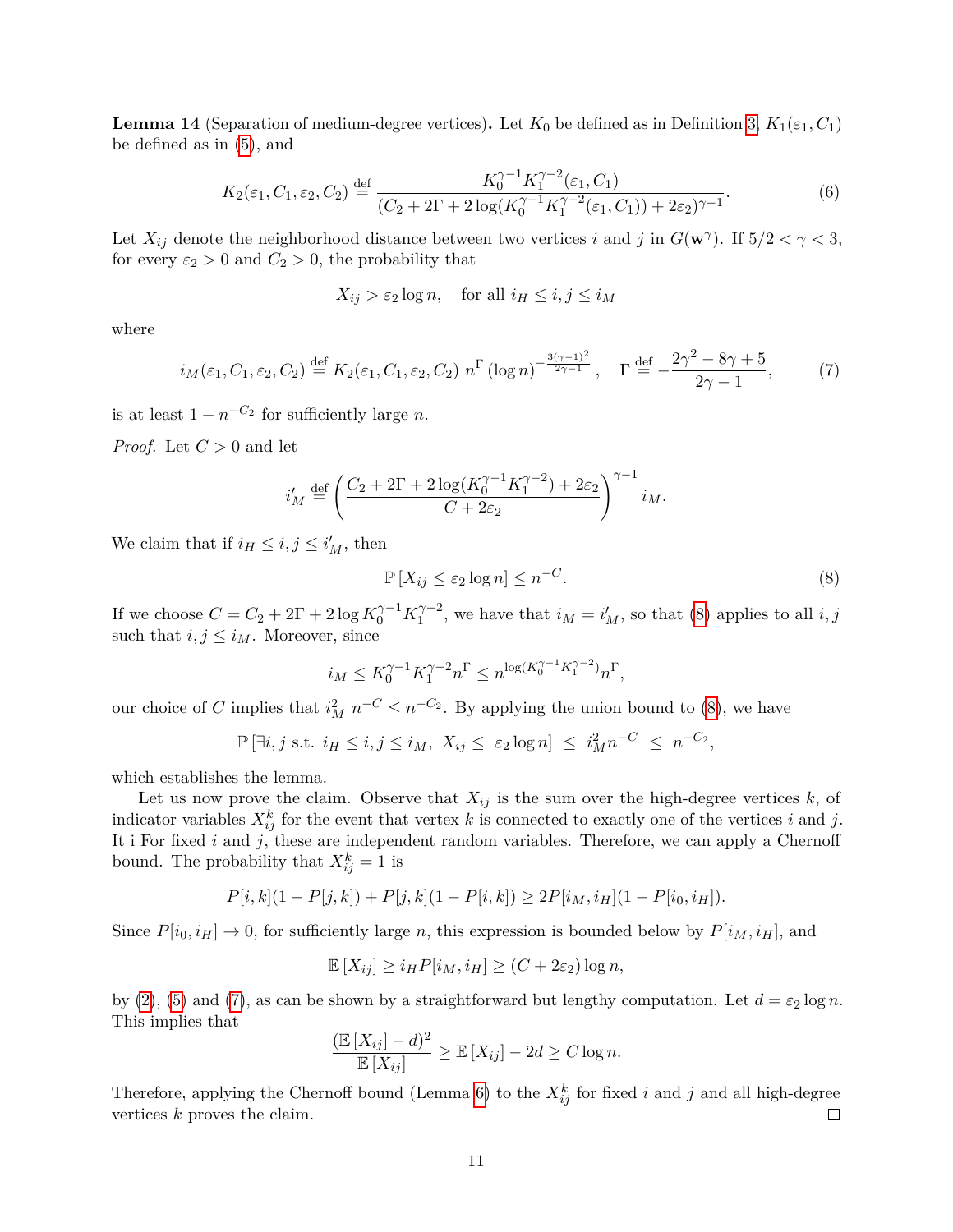**Lemma 14** (Separation of medium-degree vertices)**.** Let $K_0$ be defined as in Definition 3, $K_1(\varepsilon_1, C_1)$ be defined as in (5), and

$$K_2(\varepsilon_1, C_1, \varepsilon_2, C_2) \stackrel{\text{def}}{=} \frac{K_0^{\gamma-1} K_1^{\gamma-2}(\varepsilon_1, C_1)}{(C_2 + 2\Gamma + 2\log(K_0^{\gamma-1} K_1^{\gamma-2}(\varepsilon_1, C_1)) + 2\varepsilon_2)^{\gamma-1}}. \tag{6}$$

Let $X_{ij}$ denote the neighborhood distance between two vertices $i$ and $j$ in $G(\mathbf{w}^\gamma)$. If $5/2 < \gamma < 3$, for every $\varepsilon_2 > 0$ and $C_2 > 0$, the probability that

$$X_{ij} > \varepsilon_2 \log n, \quad \text{for all } i_H \le i, j \le i_M$$

where

$$i_M(\varepsilon_1, C_1, \varepsilon_2, C_2) \stackrel{\text{def}}{=} K_2(\varepsilon_1, C_1, \varepsilon_2, C_2)\; n^{\Gamma} \, (\log n)^{-\frac{3(\gamma-1)^2}{2\gamma-1}}, \quad \Gamma \stackrel{\text{def}}{=} -\frac{2\gamma^2 - 8\gamma + 5}{2\gamma - 1}, \tag{7}$$

is at least $1 - n^{-C_2}$ for sufficiently large $n$.

*Proof.* Let $C > 0$ and let

$$i'_M \stackrel{\text{def}}{=} \left(\frac{C_2 + 2\Gamma + 2\log(K_0^{\gamma-1} K_1^{\gamma-2}) + 2\varepsilon_2}{C + 2\varepsilon_2}\right)^{\gamma-1} i_M.$$

We claim that if $i_H \le i, j \le i'_M$, then

$$\mathbb{P}\left[X_{ij} \le \varepsilon_2 \log n\right] \le n^{-C}. \tag{8}$$

If we choose $C = C_2 + 2\Gamma + 2\log K_0^{\gamma-1} K_1^{\gamma-2}$, we have that $i_M = i'_M$, so that (8) applies to all $i, j$ such that $i, j \le i_M$. Moreover, since

$$i_M \le K_0^{\gamma-1} K_1^{\gamma-2} n^{\Gamma} \le n^{\log(K_0^{\gamma-1} K_1^{\gamma-2})} n^{\Gamma},$$

our choice of $C$ implies that $i_M^2 \; n^{-C} \le n^{-C_2}$. By applying the union bound to (8), we have

$$\mathbb{P}\left[\exists i, j \text{ s.t. } i_H \le i, j \le i_M,\ X_{ij} \le\ \varepsilon_2 \log n\right] \ \le\ i_M^2 n^{-C} \ \le\ n^{-C_2},$$

which establishes the lemma.

Let us now prove the claim. Observe that $X_{ij}$ is the sum over the high-degree vertices $k$, of indicator variables $X_{ij}^k$ for the event that vertex $k$ is connected to exactly one of the vertices $i$ and $j$. It i For fixed $i$ and $j$, these are independent random variables. Therefore, we can apply a Chernoff bound. The probability that $X_{ij}^k = 1$ is

$$P[i, k](1 - P[j, k]) + P[j, k](1 - P[i, k]) \ge 2P[i_M, i_H](1 - P[i_0, i_H]).$$

Since $P[i_0, i_H] \to 0$, for sufficiently large $n$, this expression is bounded below by $P[i_M, i_H]$, and

$$\mathbb{E}\left[X_{ij}\right] \ge i_H P[i_M, i_H] \ge (C + 2\varepsilon_2) \log n,$$

by (2), (5) and (7), as can be shown by a straightforward but lengthy computation. Let $d = \varepsilon_2 \log n$. This implies that

$$\frac{(\mathbb{E}\left[X_{ij}\right] - d)^2}{\mathbb{E}\left[X_{ij}\right]} \ge \mathbb{E}\left[X_{ij}\right] - 2d \ge C \log n.$$

Therefore, applying the Chernoff bound (Lemma 6) to the $X_{ij}^k$ for fixed $i$ and $j$ and all high-degree vertices $k$ proves the claim. $\square$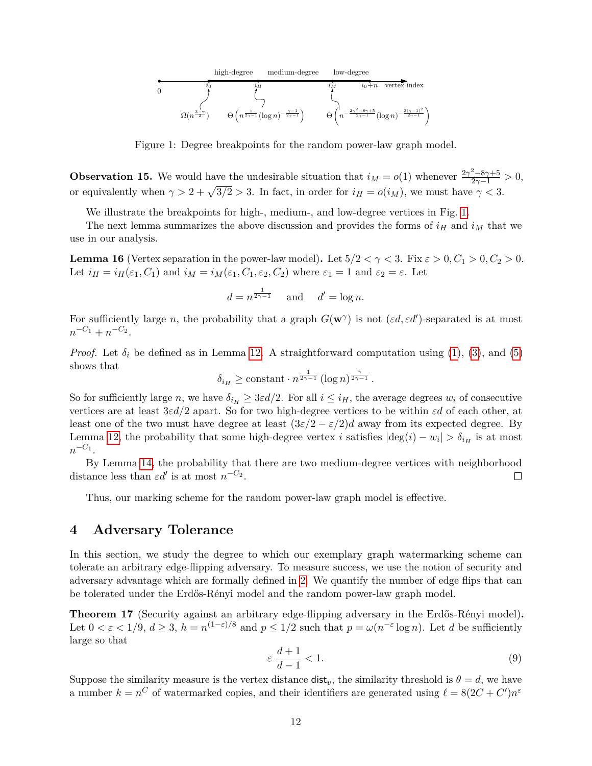Figure 1: Degree breakpoints for the random power-law graph model.

**Observation 15.** We would have the undesirable situation that $i_M = o(1)$ whenever $\frac{2\gamma^2 - 8\gamma + 5}{2\gamma - 1} > 0$, or equivalently when $\gamma > 2 + \sqrt{3/2} > 3$. In fact, in order for $i_H = o(i_M)$, we must have $\gamma < 3$.

We illustrate the breakpoints for high-, medium-, and low-degree vertices in Fig. 1.

The next lemma summarizes the above discussion and provides the forms of $i_H$ and $i_M$ that we use in our analysis.

**Lemma 16** (Vertex separation in the power-law model)**.** Let $5/2 < \gamma < 3$. Fix $\varepsilon > 0, C_1 > 0, C_2 > 0$. Let $i_H = i_H(\varepsilon_1, C_1)$ and $i_M = i_M(\varepsilon_1, C_1, \varepsilon_2, C_2)$ where $\varepsilon_1 = 1$ and $\varepsilon_2 = \varepsilon$. Let

$$d = n^{\frac{1}{2\gamma-1}} \quad \text{and} \quad d' = \log n.$$

For sufficiently large $n$, the probability that a graph $G(\mathbf{w}^\gamma)$ is not $(\varepsilon d, \varepsilon d')$-separated is at most $n^{-C_1} + n^{-C_2}$.

*Proof.* Let $\delta_i$ be defined as in Lemma 12. A straightforward computation using (1), (3), and (5) shows that

$$\delta_{i_H} \geq \text{constant} \cdot n^{\frac{1}{2\gamma-1}} (\log n)^{\frac{\gamma}{2\gamma-1}}.$$

So for sufficiently large $n$, we have $\delta_{i_H} \geq 3\varepsilon d/2$. For all $i \leq i_H$, the average degrees $w_i$ of consecutive vertices are at least $3\varepsilon d/2$ apart. So for two high-degree vertices to be within $\varepsilon d$ of each other, at least one of the two must have degree at least $(3\varepsilon/2 - \varepsilon/2)d$ away from its expected degree. By Lemma 12, the probability that some high-degree vertex $i$ satisfies $|\deg(i) - w_i| > \delta_{i_H}$ is at most $n^{-C_1}$.

By Lemma 14, the probability that there are two medium-degree vertices with neighborhood distance less than $\varepsilon d'$ is at most $n^{-C_2}$. ∎

Thus, our marking scheme for the random power-law graph model is effective.

# 4 Adversary Tolerance

In this section, we study the degree to which our exemplary graph watermarking scheme can tolerate an arbitrary edge-flipping adversary. To measure success, we use the notion of security and adversary advantage which are formally defined in 2. We quantify the number of edge flips that can be tolerated under the Erdős-Rényi model and the random power-law graph model.

**Theorem 17** (Security against an arbitrary edge-flipping adversary in the Erdős-Rényi model)**.** Let $0 < \varepsilon < 1/9$, $d \geq 3$, $h = n^{(1-\varepsilon)/8}$ and $p \leq 1/2$ such that $p = \omega(n^{-\varepsilon} \log n)$. Let $d$ be sufficiently large so that

$$\varepsilon \, \frac{d+1}{d-1} < 1. \tag{9}$$

Suppose the similarity measure is the vertex distance $\mathsf{dist}_v$, the similarity threshold is $\theta = d$, we have a number $k = n^C$ of watermarked copies, and their identifiers are generated using $\ell = 8(2C + C')n^\varepsilon$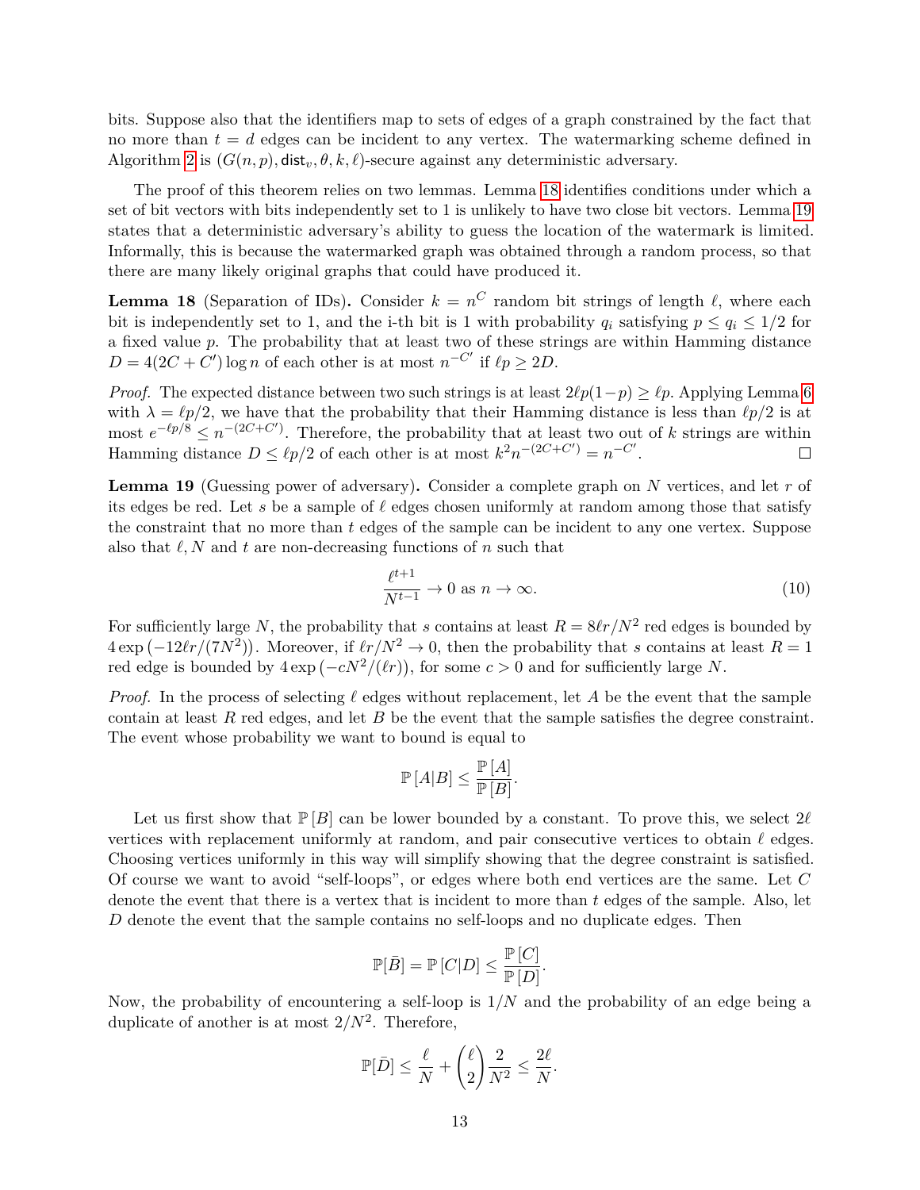bits. Suppose also that the identifiers map to sets of edges of a graph constrained by the fact that no more than $t = d$ edges can be incident to any vertex. The watermarking scheme defined in Algorithm 2 is $(G(n,p), \mathsf{dist}_v, \theta, k, \ell)$-secure against any deterministic adversary.

The proof of this theorem relies on two lemmas. Lemma 18 identifies conditions under which a set of bit vectors with bits independently set to 1 is unlikely to have two close bit vectors. Lemma 19 states that a deterministic adversary's ability to guess the location of the watermark is limited. Informally, this is because the watermarked graph was obtained through a random process, so that there are many likely original graphs that could have produced it.

**Lemma 18** (Separation of IDs)**.** Consider $k = n^C$ random bit strings of length $\ell$, where each bit is independently set to 1, and the i-th bit is 1 with probability $q_i$ satisfying $p \le q_i \le 1/2$ for a fixed value $p$. The probability that at least two of these strings are within Hamming distance $D = 4(2C + C')\log n$ of each other is at most $n^{-C'}$ if $\ell p \ge 2D$.

*Proof.* The expected distance between two such strings is at least $2\ell p(1-p) \ge \ell p$. Applying Lemma 6 with $\lambda = \ell p/2$, we have that the probability that their Hamming distance is less than $\ell p/2$ is at most $e^{-\ell p/8} \le n^{-(2C+C')}$. Therefore, the probability that at least two out of $k$ strings are within Hamming distance $D \le \ell p/2$ of each other is at most $k^2 n^{-(2C+C')} = n^{-C'}$. $\square$

**Lemma 19** (Guessing power of adversary)**.** Consider a complete graph on $N$ vertices, and let $r$ of its edges be red. Let $s$ be a sample of $\ell$ edges chosen uniformly at random among those that satisfy the constraint that no more than $t$ edges of the sample can be incident to any one vertex. Suppose also that $\ell, N$ and $t$ are non-decreasing functions of $n$ such that

$$\frac{\ell^{t+1}}{N^{t-1}} \to 0 \text{ as } n \to \infty. \tag{10}$$

For sufficiently large $N$, the probability that $s$ contains at least $R = 8\ell r/N^2$ red edges is bounded by $4\exp\left(-12\ell r/(7N^2)\right)$. Moreover, if $\ell r/N^2 \to 0$, then the probability that $s$ contains at least $R = 1$ red edge is bounded by $4\exp\left(-cN^2/(\ell r)\right)$, for some $c > 0$ and for sufficiently large $N$.

*Proof.* In the process of selecting $\ell$ edges without replacement, let $A$ be the event that the sample contain at least $R$ red edges, and let $B$ be the event that the sample satisfies the degree constraint. The event whose probability we want to bound is equal to

$$\mathbb{P}[A|B] \le \frac{\mathbb{P}[A]}{\mathbb{P}[B]}.$$

Let us first show that $\mathbb{P}[B]$ can be lower bounded by a constant. To prove this, we select $2\ell$ vertices with replacement uniformly at random, and pair consecutive vertices to obtain $\ell$ edges. Choosing vertices uniformly in this way will simplify showing that the degree constraint is satisfied. Of course we want to avoid "self-loops", or edges where both end vertices are the same. Let $C$ denote the event that there is a vertex that is incident to more than $t$ edges of the sample. Also, let $D$ denote the event that the sample contains no self-loops and no duplicate edges. Then

$$\mathbb{P}[\bar{B}] = \mathbb{P}[C|D] \le \frac{\mathbb{P}[C]}{\mathbb{P}[D]}.$$

Now, the probability of encountering a self-loop is $1/N$ and the probability of an edge being a duplicate of another is at most $2/N^2$. Therefore,

$$\mathbb{P}[\bar{D}] \le \frac{\ell}{N} + \binom{\ell}{2}\frac{2}{N^2} \le \frac{2\ell}{N}.$$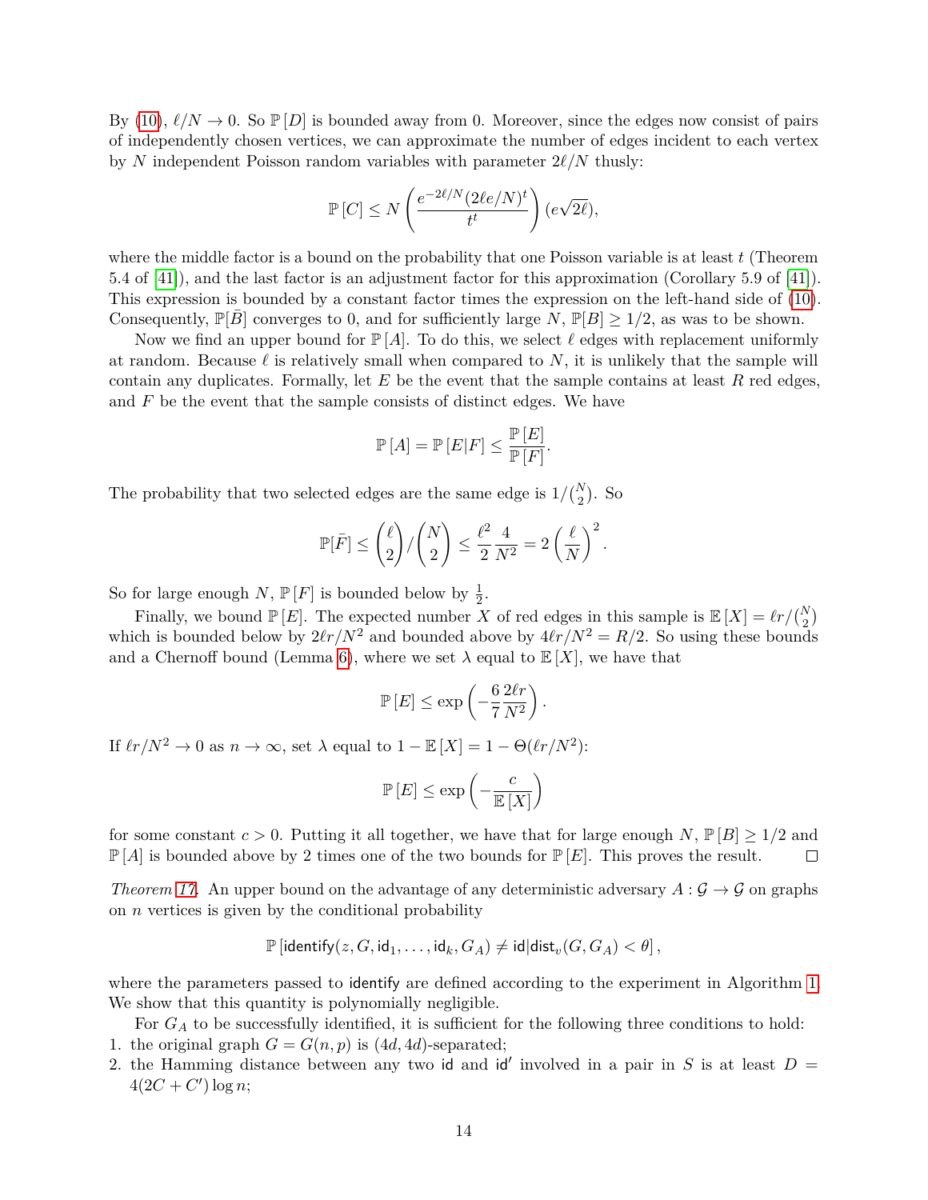By (10), $\ell/N \to 0$. So $\mathbb{P}[D]$ is bounded away from 0. Moreover, since the edges now consist of pairs of independently chosen vertices, we can approximate the number of edges incident to each vertex by $N$ independent Poisson random variables with parameter $2\ell/N$ thusly:

$$\mathbb{P}[C] \leq N \left( \frac{e^{-2\ell/N}(2\ell e/N)^t}{t^t} \right) (e\sqrt{2\ell}),$$

where the middle factor is a bound on the probability that one Poisson variable is at least $t$ (Theorem 5.4 of [41]), and the last factor is an adjustment factor for this approximation (Corollary 5.9 of [41]). This expression is bounded by a constant factor times the expression on the left-hand side of (10). Consequently, $\mathbb{P}[\bar{B}]$ converges to 0, and for sufficiently large $N$, $\mathbb{P}[B] \geq 1/2$, as was to be shown.

Now we find an upper bound for $\mathbb{P}[A]$. To do this, we select $\ell$ edges with replacement uniformly at random. Because $\ell$ is relatively small when compared to $N$, it is unlikely that the sample will contain any duplicates. Formally, let $E$ be the event that the sample contains at least $R$ red edges, and $F$ be the event that the sample consists of distinct edges. We have

$$\mathbb{P}[A] = \mathbb{P}[E|F] \leq \frac{\mathbb{P}[E]}{\mathbb{P}[F]}.$$

The probability that two selected edges are the same edge is $1/\binom{N}{2}$. So

$$\mathbb{P}[\bar{F}] \leq \binom{\ell}{2} / \binom{N}{2} \leq \frac{\ell^2}{2} \frac{4}{N^2} = 2 \left( \frac{\ell}{N} \right)^2.$$

So for large enough $N$, $\mathbb{P}[F]$ is bounded below by $\frac{1}{2}$.

Finally, we bound $\mathbb{P}[E]$. The expected number $X$ of red edges in this sample is $\mathbb{E}[X] = \ell r / \binom{N}{2}$ which is bounded below by $2\ell r/N^2$ and bounded above by $4\ell r/N^2 = R/2$. So using these bounds and a Chernoff bound (Lemma 6), where we set $\lambda$ equal to $\mathbb{E}[X]$, we have that

$$\mathbb{P}[E] \leq \exp\left( -\frac{6}{7} \frac{2\ell r}{N^2} \right).$$

If $\ell r/N^2 \to 0$ as $n \to \infty$, set $\lambda$ equal to $1 - \mathbb{E}[X] = 1 - \Theta(\ell r/N^2)$:

$$\mathbb{P}[E] \leq \exp\left( -\frac{c}{\mathbb{E}[X]} \right)$$

for some constant $c > 0$. Putting it all together, we have that for large enough $N$, $\mathbb{P}[B] \geq 1/2$ and $\mathbb{P}[A]$ is bounded above by 2 times one of the two bounds for $\mathbb{P}[E]$. This proves the result. ◻

*Theorem 17.* An upper bound on the advantage of any deterministic adversary $A : \mathcal{G} \to \mathcal{G}$ on graphs on $n$ vertices is given by the conditional probability

$$\mathbb{P}\left[\mathsf{identify}(z, G, \mathsf{id}_1, \ldots, \mathsf{id}_k, G_A) \neq \mathsf{id} | \mathsf{dist}_v(G, G_A) < \theta\right],$$

where the parameters passed to identify are defined according to the experiment in Algorithm 1. We show that this quantity is polynomially negligible.

For $G_A$ to be successfully identified, it is sufficient for the following three conditions to hold:

1. the original graph $G = G(n, p)$ is $(4d, 4d)$-separated;
2. the Hamming distance between any two $\mathsf{id}$ and $\mathsf{id}'$ involved in a pair in $S$ is at least $D = 4(2C + C') \log n$;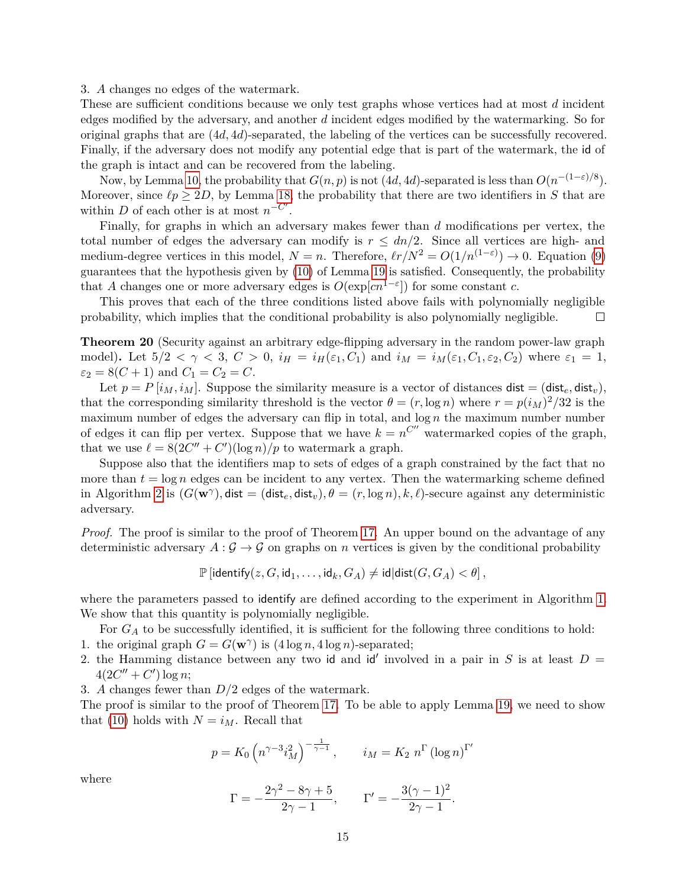3. $A$ changes no edges of the watermark.

These are sufficient conditions because we only test graphs whose vertices had at most $d$ incident edges modified by the adversary, and another $d$ incident edges modified by the watermarking. So for original graphs that are $(4d, 4d)$-separated, the labeling of the vertices can be successfully recovered. Finally, if the adversary does not modify any potential edge that is part of the watermark, the $\mathsf{id}$ of the graph is intact and can be recovered from the labeling.

Now, by Lemma 10, the probability that $G(n, p)$ is not $(4d, 4d)$-separated is less than $O(n^{-(1-\varepsilon)/8})$. Moreover, since $\ell p \geq 2D$, by Lemma 18, the probability that there are two identifiers in $S$ that are within $D$ of each other is at most $n^{-C'}$.

Finally, for graphs in which an adversary makes fewer than $d$ modifications per vertex, the total number of edges the adversary can modify is $r \leq dn/2$. Since all vertices are high- and medium-degree vertices in this model, $N = n$. Therefore, $\ell r/N^2 = O(1/n^{(1-\varepsilon)}) \to 0$. Equation (9) guarantees that the hypothesis given by (10) of Lemma 19 is satisfied. Consequently, the probability that $A$ changes one or more adversary edges is $O(\exp[cn^{1-\varepsilon}])$ for some constant $c$.

This proves that each of the three conditions listed above fails with polynomially negligible probability, which implies that the conditional probability is also polynomially negligible. ◻

**Theorem 20** (Security against an arbitrary edge-flipping adversary in the random power-law graph model)**.** Let $5/2 < \gamma < 3$, $C > 0$, $i_H = i_H(\varepsilon_1, C_1)$ and $i_M = i_M(\varepsilon_1, C_1, \varepsilon_2, C_2)$ where $\varepsilon_1 = 1$, $\varepsilon_2 = 8(C+1)$ and $C_1 = C_2 = C$.

Let $p = P\,[i_M, i_M]$. Suppose the similarity measure is a vector of distances $\mathsf{dist} = (\mathsf{dist}_e, \mathsf{dist}_v)$, that the corresponding similarity threshold is the vector $\theta = (r, \log n)$ where $r = p(i_M)^2/32$ is the maximum number of edges the adversary can flip in total, and $\log n$ the maximum number number of edges it can flip per vertex. Suppose that we have $k = n^{C''}$ watermarked copies of the graph, that we use $\ell = 8(2C'' + C')(\log n)/p$ to watermark a graph.

Suppose also that the identifiers map to sets of edges of a graph constrained by the fact that no more than $t = \log n$ edges can be incident to any vertex. Then the watermarking scheme defined in Algorithm 2 is $(G(\mathbf{w}^\gamma), \mathsf{dist} = (\mathsf{dist}_e, \mathsf{dist}_v), \theta = (r, \log n), k, \ell)$-secure against any deterministic adversary.

*Proof.* The proof is similar to the proof of Theorem 17. An upper bound on the advantage of any deterministic adversary $A : \mathcal{G} \to \mathcal{G}$ on graphs on $n$ vertices is given by the conditional probability

$$\mathbb{P}\left[\mathsf{identify}(z, G, \mathsf{id}_1, \ldots, \mathsf{id}_k, G_A) \neq \mathsf{id} | \mathsf{dist}(G, G_A) < \theta\right],$$

where the parameters passed to $\mathsf{identify}$ are defined according to the experiment in Algorithm 1. We show that this quantity is polynomially negligible.

For $G_A$ to be successfully identified, it is sufficient for the following three conditions to hold:

1. the original graph $G = G(\mathbf{w}^\gamma)$ is $(4\log n, 4\log n)$-separated;
2. the Hamming distance between any two $\mathsf{id}$ and $\mathsf{id}'$ involved in a pair in $S$ is at least $D = 4(2C'' + C')\log n$;
3. $A$ changes fewer than $D/2$ edges of the watermark.

The proof is similar to the proof of Theorem 17. To be able to apply Lemma 19, we need to show that (10) holds with $N = i_M$. Recall that

$$p = K_0\left(n^{\gamma-3} i_M^2\right)^{-\frac{1}{\gamma-1}}, \qquad i_M = K_2\ n^{\Gamma}\left(\log n\right)^{\Gamma'}$$

where

$$\Gamma = -\frac{2\gamma^2 - 8\gamma + 5}{2\gamma - 1}, \qquad \Gamma' = -\frac{3(\gamma-1)^2}{2\gamma - 1}.$$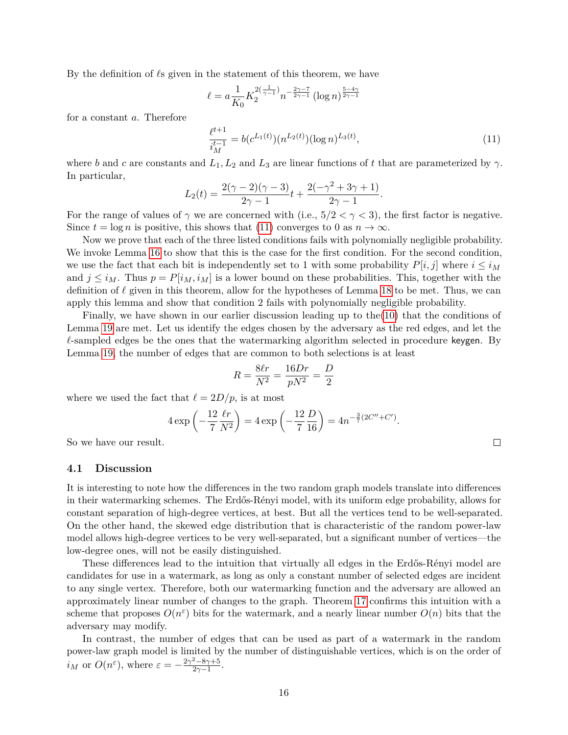By the definition of $\ell$s given in the statement of this theorem, we have

$$\ell = a\frac{1}{K_0}K_2^{2(\frac{1}{\gamma-1})}n^{-\frac{2\gamma-7}{2\gamma-1}}(\log n)^{\frac{5-4\gamma}{2\gamma-1}}$$

for a constant $a$. Therefore

$$\frac{\ell^{t+1}}{i_M^{t-1}} = b(c^{L_1(t)})(n^{L_2(t)})(\log n)^{L_3(t)}, \tag{11}$$

where $b$ and $c$ are constants and $L_1, L_2$ and $L_3$ are linear functions of $t$ that are parameterized by $\gamma$. In particular,

$$L_2(t) = \frac{2(\gamma-2)(\gamma-3)}{2\gamma-1}t + \frac{2(-\gamma^2+3\gamma+1)}{2\gamma-1}.$$

For the range of values of $\gamma$ we are concerned with (i.e., $5/2 < \gamma < 3$), the first factor is negative. Since $t = \log n$ is positive, this shows that (11) converges to 0 as $n \to \infty$.

Now we prove that each of the three listed conditions fails with polynomially negligible probability. We invoke Lemma 16 to show that this is the case for the first condition. For the second condition, we use the fact that each bit is independently set to 1 with some probability $P[i,j]$ where $i \le i_M$ and $j \le i_M$. Thus $p = P[i_M, i_M]$ is a lower bound on these probabilities. This, together with the definition of $\ell$ given in this theorem, allow for the hypotheses of Lemma 18 to be met. Thus, we can apply this lemma and show that condition 2 fails with polynomially negligible probability.

Finally, we have shown in our earlier discussion leading up to the(10) that the conditions of Lemma 19 are met. Let us identify the edges chosen by the adversary as the red edges, and let the $\ell$-sampled edges be the ones that the watermarking algorithm selected in procedure keygen. By Lemma 19, the number of edges that are common to both selections is at least

$$R = \frac{8\ell r}{N^2} = \frac{16Dr}{pN^2} = \frac{D}{2}$$

where we used the fact that $\ell = 2D/p$, is at most

$$4\exp\left(-\frac{12}{7}\frac{\ell r}{N^2}\right) = 4\exp\left(-\frac{12}{7}\frac{D}{16}\right) = 4n^{-\frac{3}{7}(2C''+C')}.$$

So we have our result. □

### 4.1 Discussion

It is interesting to note how the differences in the two random graph models translate into differences in their watermarking schemes. The Erdős-Rényi model, with its uniform edge probability, allows for constant separation of high-degree vertices, at best. But all the vertices tend to be well-separated. On the other hand, the skewed edge distribution that is characteristic of the random power-law model allows high-degree vertices to be very well-separated, but a significant number of vertices—the low-degree ones, will not be easily distinguished.

These differences lead to the intuition that virtually all edges in the Erdős-Rényi model are candidates for use in a watermark, as long as only a constant number of selected edges are incident to any single vertex. Therefore, both our watermarking function and the adversary are allowed an approximately linear number of changes to the graph. Theorem 17 confirms this intuition with a scheme that proposes $O(n^{\varepsilon})$ bits for the watermark, and a nearly linear number $O(n)$ bits that the adversary may modify.

In contrast, the number of edges that can be used as part of a watermark in the random power-law graph model is limited by the number of distinguishable vertices, which is on the order of $i_M$ or $O(n^{\varepsilon})$, where $\varepsilon = -\frac{2\gamma^2-8\gamma+5}{2\gamma-1}$.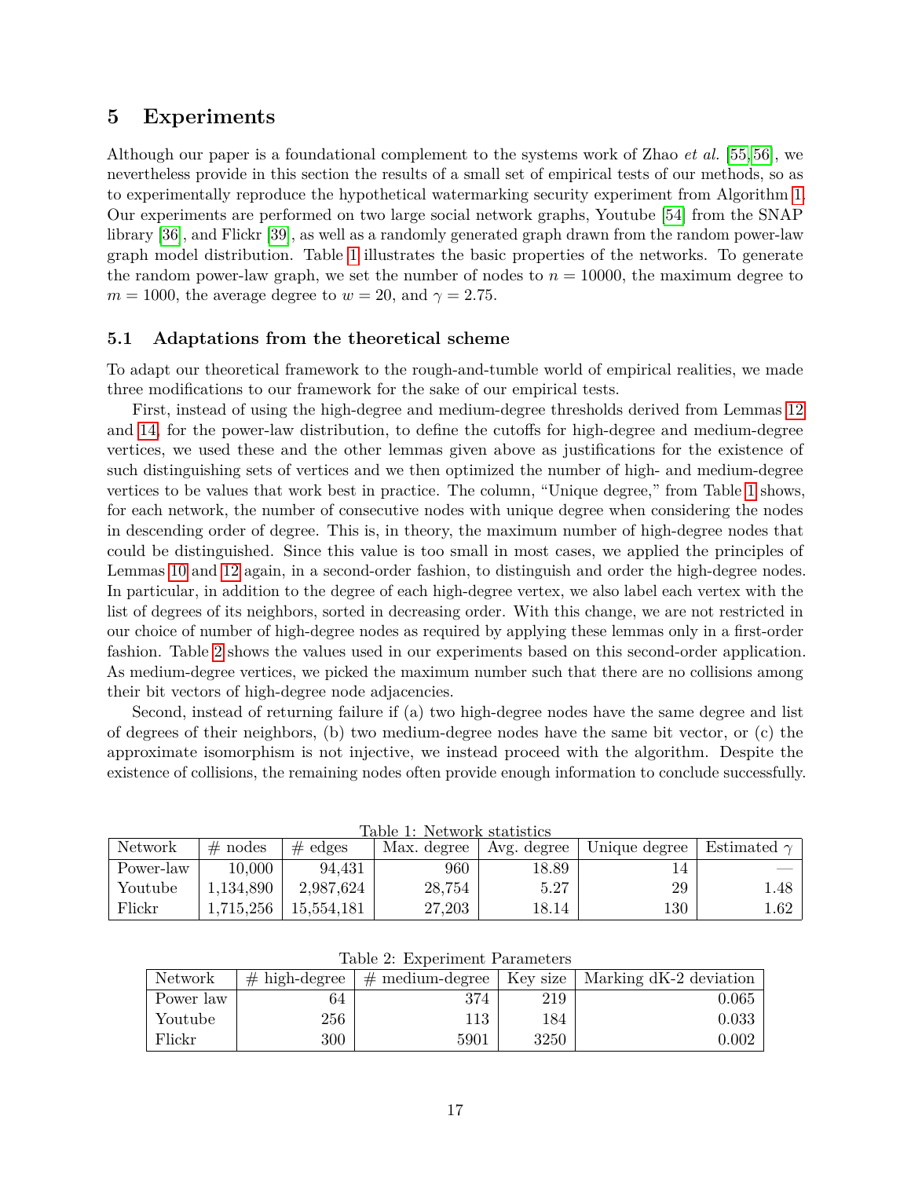## 5 Experiments

Although our paper is a foundational complement to the systems work of Zhao *et al.* [55, 56], we nevertheless provide in this section the results of a small set of empirical tests of our methods, so as to experimentally reproduce the hypothetical watermarking security experiment from Algorithm 1. Our experiments are performed on two large social network graphs, Youtube [54] from the SNAP library [36], and Flickr [39], as well as a randomly generated graph drawn from the random power-law graph model distribution. Table 1 illustrates the basic properties of the networks. To generate the random power-law graph, we set the number of nodes to $n = 10000$, the maximum degree to $m = 1000$, the average degree to $w = 20$, and $\gamma = 2.75$.

### 5.1 Adaptations from the theoretical scheme

To adapt our theoretical framework to the rough-and-tumble world of empirical realities, we made three modifications to our framework for the sake of our empirical tests.

First, instead of using the high-degree and medium-degree thresholds derived from Lemmas 12 and 14, for the power-law distribution, to define the cutoffs for high-degree and medium-degree vertices, we used these and the other lemmas given above as justifications for the existence of such distinguishing sets of vertices and we then optimized the number of high- and medium-degree vertices to be values that work best in practice. The column, "Unique degree," from Table 1 shows, for each network, the number of consecutive nodes with unique degree when considering the nodes in descending order of degree. This is, in theory, the maximum number of high-degree nodes that could be distinguished. Since this value is too small in most cases, we applied the principles of Lemmas 10 and 12 again, in a second-order fashion, to distinguish and order the high-degree nodes. In particular, in addition to the degree of each high-degree vertex, we also label each vertex with the list of degrees of its neighbors, sorted in decreasing order. With this change, we are not restricted in our choice of number of high-degree nodes as required by applying these lemmas only in a first-order fashion. Table 2 shows the values used in our experiments based on this second-order application. As medium-degree vertices, we picked the maximum number such that there are no collisions among their bit vectors of high-degree node adjacencies.

Second, instead of returning failure if (a) two high-degree nodes have the same degree and list of degrees of their neighbors, (b) two medium-degree nodes have the same bit vector, or (c) the approximate isomorphism is not injective, we instead proceed with the algorithm. Despite the existence of collisions, the remaining nodes often provide enough information to conclude successfully.

Table 1: Network statistics

| Network | # nodes | # edges | Max. degree | Avg. degree | Unique degree | Estimated $\gamma$ |
|---|---|---|---|---|---|---|
| Power-law | 10,000 | 94,431 | 960 | 18.89 | 14 | — |
| Youtube | 1,134,890 | 2,987,624 | 28,754 | 5.27 | 29 | 1.48 |
| Flickr | 1,715,256 | 15,554,181 | 27,203 | 18.14 | 130 | 1.62 |

Table 2: Experiment Parameters

| Network | # high-degree | # medium-degree | Key size | Marking dK-2 deviation |
|---|---|---|---|---|
| Power law | 64 | 374 | 219 | 0.065 |
| Youtube | 256 | 113 | 184 | 0.033 |
| Flickr | 300 | 5901 | 3250 | 0.002 |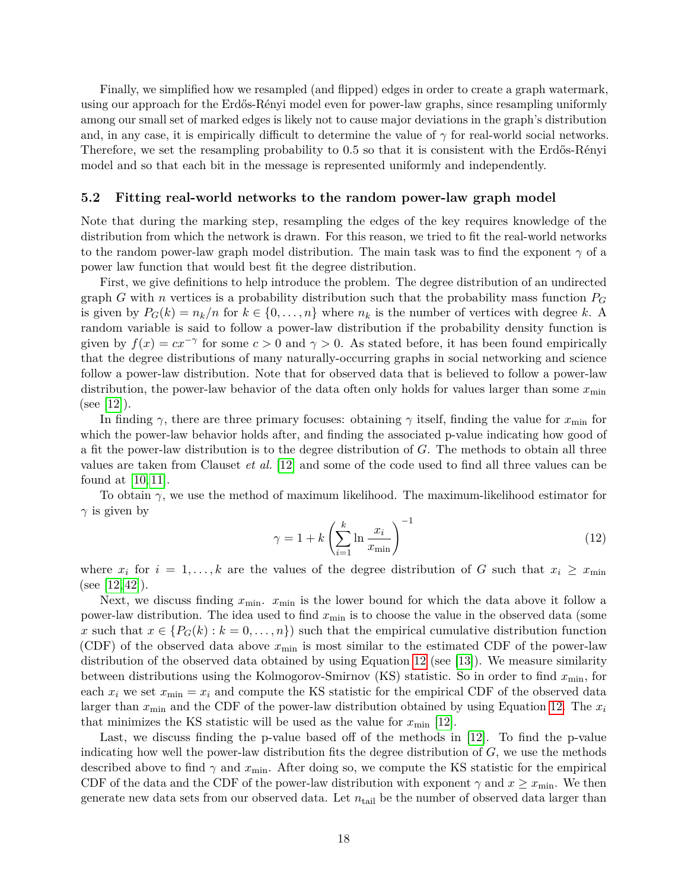Finally, we simplified how we resampled (and flipped) edges in order to create a graph watermark, using our approach for the Erdős-Rényi model even for power-law graphs, since resampling uniformly among our small set of marked edges is likely not to cause major deviations in the graph's distribution and, in any case, it is empirically difficult to determine the value of $\gamma$ for real-world social networks. Therefore, we set the resampling probability to 0.5 so that it is consistent with the Erdős-Rényi model and so that each bit in the message is represented uniformly and independently.

### 5.2 Fitting real-world networks to the random power-law graph model

Note that during the marking step, resampling the edges of the key requires knowledge of the distribution from which the network is drawn. For this reason, we tried to fit the real-world networks to the random power-law graph model distribution. The main task was to find the exponent $\gamma$ of a power law function that would best fit the degree distribution.

First, we give definitions to help introduce the problem. The degree distribution of an undirected graph $G$ with $n$ vertices is a probability distribution such that the probability mass function $P_G$ is given by $P_G(k) = n_k/n$ for $k \in \{0, \ldots, n\}$ where $n_k$ is the number of vertices with degree $k$. A random variable is said to follow a power-law distribution if the probability density function is given by $f(x) = cx^{-\gamma}$ for some $c > 0$ and $\gamma > 0$. As stated before, it has been found empirically that the degree distributions of many naturally-occurring graphs in social networking and science follow a power-law distribution. Note that for observed data that is believed to follow a power-law distribution, the power-law behavior of the data often only holds for values larger than some $x_{\min}$ (see [12]).

In finding $\gamma$, there are three primary focuses: obtaining $\gamma$ itself, finding the value for $x_{\min}$ for which the power-law behavior holds after, and finding the associated p-value indicating how good of a fit the power-law distribution is to the degree distribution of $G$. The methods to obtain all three values are taken from Clauset *et al.* [12] and some of the code used to find all three values can be found at [10, 11].

To obtain $\gamma$, we use the method of maximum likelihood. The maximum-likelihood estimator for $\gamma$ is given by

$$\gamma = 1 + k \left( \sum_{i=1}^{k} \ln \frac{x_i}{x_{\min}} \right)^{-1} \tag{12}$$

where $x_i$ for $i = 1, \ldots, k$ are the values of the degree distribution of $G$ such that $x_i \geq x_{\min}$ (see [12, 42]).

Next, we discuss finding $x_{\min}$. $x_{\min}$ is the lower bound for which the data above it follow a power-law distribution. The idea used to find $x_{\min}$ is to choose the value in the observed data (some $x$ such that $x \in \{P_G(k) : k = 0, \ldots, n\}$) such that the empirical cumulative distribution function (CDF) of the observed data above $x_{\min}$ is most similar to the estimated CDF of the power-law distribution of the observed data obtained by using Equation 12 (see [13]). We measure similarity between distributions using the Kolmogorov-Smirnov (KS) statistic. So in order to find $x_{\min}$, for each $x_i$ we set $x_{\min} = x_i$ and compute the KS statistic for the empirical CDF of the observed data larger than $x_{\min}$ and the CDF of the power-law distribution obtained by using Equation 12. The $x_i$ that minimizes the KS statistic will be used as the value for $x_{\min}$ [12].

Last, we discuss finding the p-value based off of the methods in [12]. To find the p-value indicating how well the power-law distribution fits the degree distribution of $G$, we use the methods described above to find $\gamma$ and $x_{\min}$. After doing so, we compute the KS statistic for the empirical CDF of the data and the CDF of the power-law distribution with exponent $\gamma$ and $x \geq x_{\min}$. We then generate new data sets from our observed data. Let $n_{\text{tail}}$ be the number of observed data larger than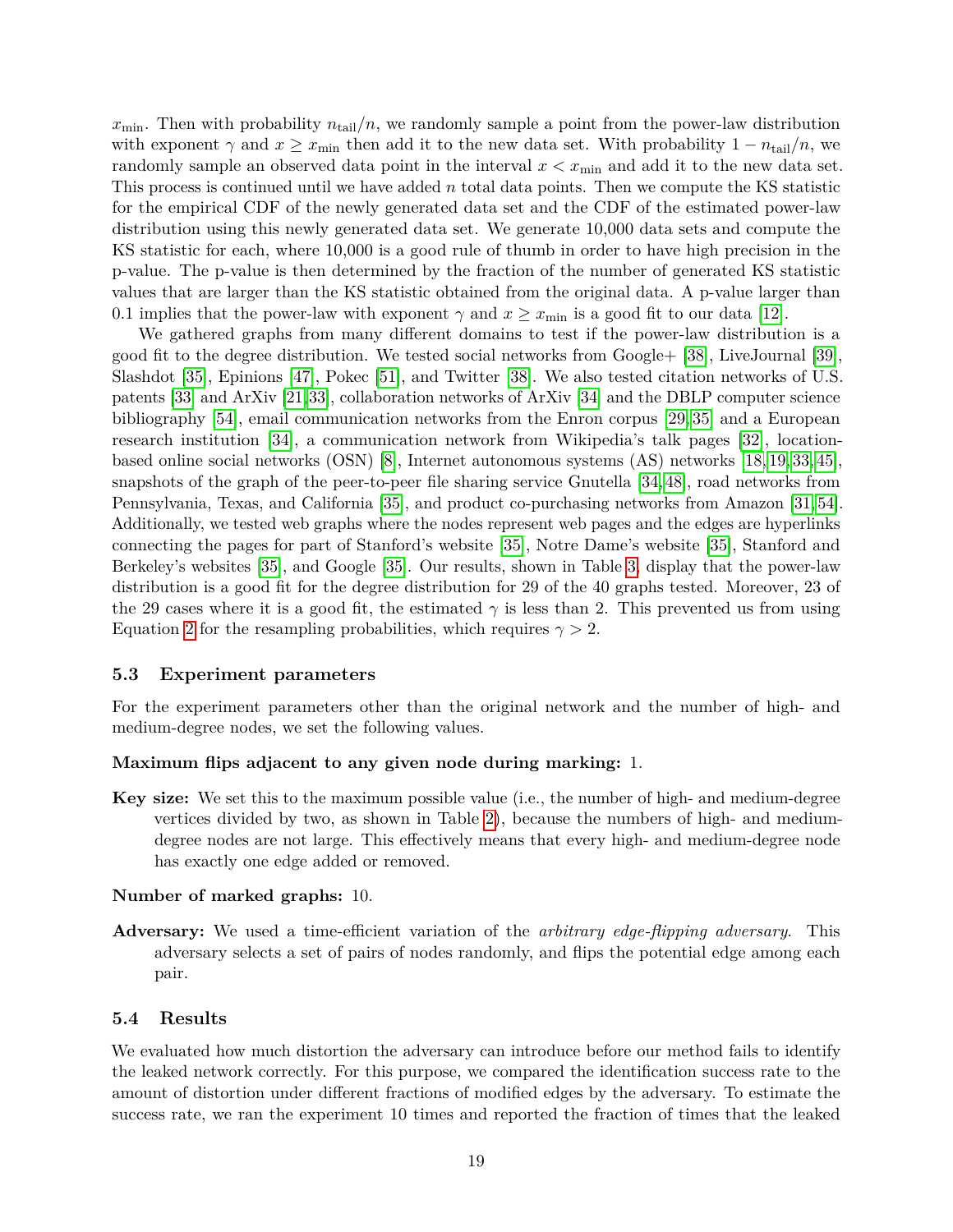$x_{\min}$. Then with probability $n_{\text{tail}}/n$, we randomly sample a point from the power-law distribution with exponent $\gamma$ and $x \geq x_{\min}$ then add it to the new data set. With probability $1 - n_{\text{tail}}/n$, we randomly sample an observed data point in the interval $x < x_{\min}$ and add it to the new data set. This process is continued until we have added $n$ total data points. Then we compute the KS statistic for the empirical CDF of the newly generated data set and the CDF of the estimated power-law distribution using this newly generated data set. We generate 10,000 data sets and compute the KS statistic for each, where 10,000 is a good rule of thumb in order to have high precision in the p-value. The p-value is then determined by the fraction of the number of generated KS statistic values that are larger than the KS statistic obtained from the original data. A p-value larger than 0.1 implies that the power-law with exponent $\gamma$ and $x \geq x_{\min}$ is a good fit to our data [12].

We gathered graphs from many different domains to test if the power-law distribution is a good fit to the degree distribution. We tested social networks from Google+ [38], LiveJournal [39], Slashdot [35], Epinions [47], Pokec [51], and Twitter [38]. We also tested citation networks of U.S. patents [33] and ArXiv [21,33], collaboration networks of ArXiv [34] and the DBLP computer science bibliography [54], email communication networks from the Enron corpus [29,35] and a European research institution [34], a communication network from Wikipedia's talk pages [32], location-based online social networks (OSN) [8], Internet autonomous systems (AS) networks [18,19,33,45], snapshots of the graph of the peer-to-peer file sharing service Gnutella [34,48], road networks from Pennsylvania, Texas, and California [35], and product co-purchasing networks from Amazon [31,54]. Additionally, we tested web graphs where the nodes represent web pages and the edges are hyperlinks connecting the pages for part of Stanford's website [35], Notre Dame's website [35], Stanford and Berkeley's websites [35], and Google [35]. Our results, shown in Table 3, display that the power-law distribution is a good fit for the degree distribution for 29 of the 40 graphs tested. Moreover, 23 of the 29 cases where it is a good fit, the estimated $\gamma$ is less than 2. This prevented us from using Equation 2 for the resampling probabilities, which requires $\gamma > 2$.

### 5.3 Experiment parameters

For the experiment parameters other than the original network and the number of high- and medium-degree nodes, we set the following values.

**Maximum flips adjacent to any given node during marking:** 1.

**Key size:** We set this to the maximum possible value (i.e., the number of high- and medium-degree vertices divided by two, as shown in Table 2), because the numbers of high- and medium-degree nodes are not large. This effectively means that every high- and medium-degree node has exactly one edge added or removed.

**Number of marked graphs:** 10.

**Adversary:** We used a time-efficient variation of the *arbitrary edge-flipping adversary*. This adversary selects a set of pairs of nodes randomly, and flips the potential edge among each pair.

### 5.4 Results

We evaluated how much distortion the adversary can introduce before our method fails to identify the leaked network correctly. For this purpose, we compared the identification success rate to the amount of distortion under different fractions of modified edges by the adversary. To estimate the success rate, we ran the experiment 10 times and reported the fraction of times that the leaked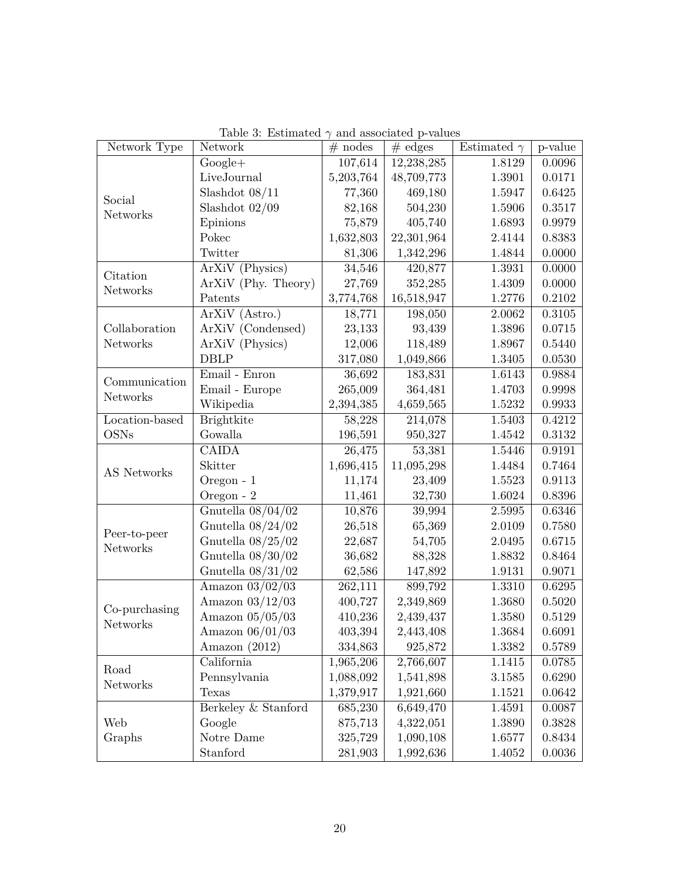Table 3: Estimated $\gamma$ and associated p-values

| Network Type | Network | # nodes | # edges | Estimated $\gamma$ | p-value |
|---|---|---|---|---|---|
| Social Networks | Google+ | 107,614 | 12,238,285 | 1.8129 | 0.0096 |
| | LiveJournal | 5,203,764 | 48,709,773 | 1.3901 | 0.0171 |
| | Slashdot 08/11 | 77,360 | 469,180 | 1.5947 | 0.6425 |
| | Slashdot 02/09 | 82,168 | 504,230 | 1.5906 | 0.3517 |
| | Epinions | 75,879 | 405,740 | 1.6893 | 0.9979 |
| | Pokec | 1,632,803 | 22,301,964 | 2.4144 | 0.8383 |
| | Twitter | 81,306 | 1,342,296 | 1.4844 | 0.0000 |
| Citation Networks | ArXiV (Physics) | 34,546 | 420,877 | 1.3931 | 0.0000 |
| | ArXiV (Phy. Theory) | 27,769 | 352,285 | 1.4309 | 0.0000 |
| | Patents | 3,774,768 | 16,518,947 | 1.2776 | 0.2102 |
| Collaboration Networks | ArXiV (Astro.) | 18,771 | 198,050 | 2.0062 | 0.3105 |
| | ArXiV (Condensed) | 23,133 | 93,439 | 1.3896 | 0.0715 |
| | ArXiV (Physics) | 12,006 | 118,489 | 1.8967 | 0.5440 |
| | DBLP | 317,080 | 1,049,866 | 1.3405 | 0.0530 |
| Communication Networks | Email - Enron | 36,692 | 183,831 | 1.6143 | 0.9884 |
| | Email - Europe | 265,009 | 364,481 | 1.4703 | 0.9998 |
| | Wikipedia | 2,394,385 | 4,659,565 | 1.5232 | 0.9933 |
| Location-based OSNs | Brightkite | 58,228 | 214,078 | 1.5403 | 0.4212 |
| | Gowalla | 196,591 | 950,327 | 1.4542 | 0.3132 |
| AS Networks | CAIDA | 26,475 | 53,381 | 1.5446 | 0.9191 |
| | Skitter | 1,696,415 | 11,095,298 | 1.4484 | 0.7464 |
| | Oregon - 1 | 11,174 | 23,409 | 1.5523 | 0.9113 |
| | Oregon - 2 | 11,461 | 32,730 | 1.6024 | 0.8396 |
| Peer-to-peer Networks | Gnutella 08/04/02 | 10,876 | 39,994 | 2.5995 | 0.6346 |
| | Gnutella 08/24/02 | 26,518 | 65,369 | 2.0109 | 0.7580 |
| | Gnutella 08/25/02 | 22,687 | 54,705 | 2.0495 | 0.6715 |
| | Gnutella 08/30/02 | 36,682 | 88,328 | 1.8832 | 0.8464 |
| | Gnutella 08/31/02 | 62,586 | 147,892 | 1.9131 | 0.9071 |
| Co-purchasing Networks | Amazon 03/02/03 | 262,111 | 899,792 | 1.3310 | 0.6295 |
| | Amazon 03/12/03 | 400,727 | 2,349,869 | 1.3680 | 0.5020 |
| | Amazon 05/05/03 | 410,236 | 2,439,437 | 1.3580 | 0.5129 |
| | Amazon 06/01/03 | 403,394 | 2,443,408 | 1.3684 | 0.6091 |
| | Amazon (2012) | 334,863 | 925,872 | 1.3382 | 0.5789 |
| Road Networks | California | 1,965,206 | 2,766,607 | 1.1415 | 0.0785 |
| | Pennsylvania | 1,088,092 | 1,541,898 | 3.1585 | 0.6290 |
| | Texas | 1,379,917 | 1,921,660 | 1.1521 | 0.0642 |
| Web Graphs | Berkeley & Stanford | 685,230 | 6,649,470 | 1.4591 | 0.0087 |
| | Google | 875,713 | 4,322,051 | 1.3890 | 0.3828 |
| | Notre Dame | 325,729 | 1,090,108 | 1.6577 | 0.8434 |
| | Stanford | 281,903 | 1,992,636 | 1.4052 | 0.0036 |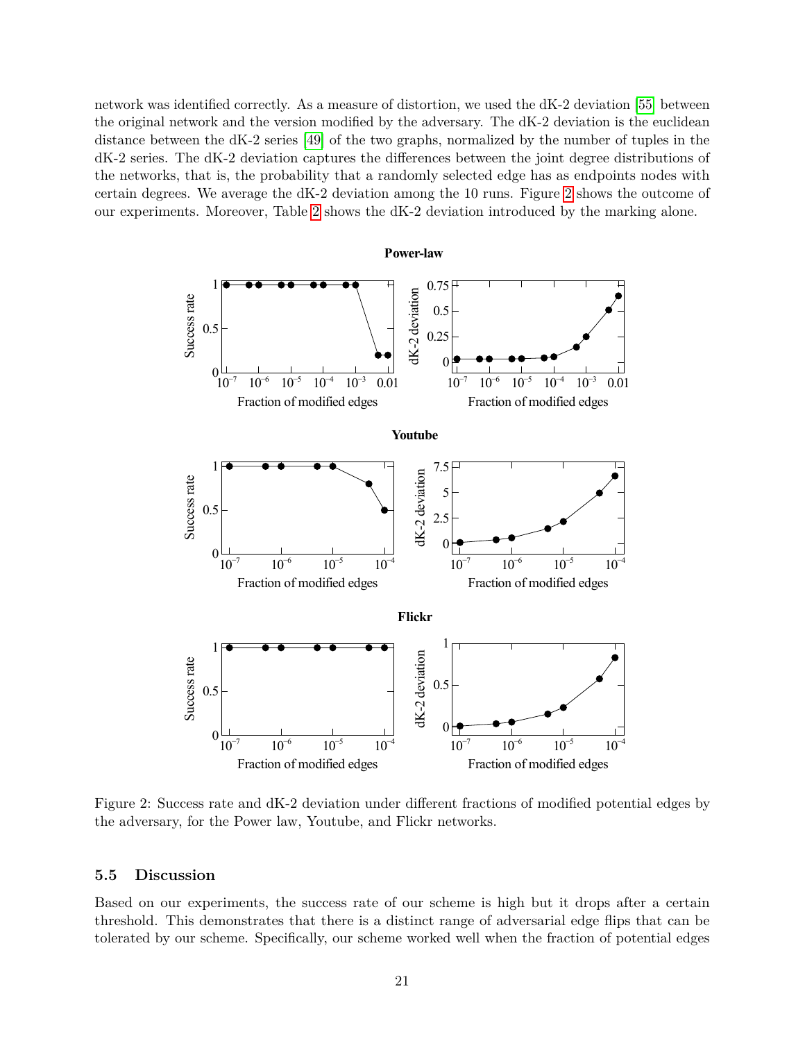network was identified correctly. As a measure of distortion, we used the dK-2 deviation [55] between the original network and the version modified by the adversary. The dK-2 deviation is the euclidean distance between the dK-2 series [49] of the two graphs, normalized by the number of tuples in the dK-2 series. The dK-2 deviation captures the differences between the joint degree distributions of the networks, that is, the probability that a randomly selected edge has as endpoints nodes with certain degrees. We average the dK-2 deviation among the 10 runs. Figure 2 shows the outcome of our experiments. Moreover, Table 2 shows the dK-2 deviation introduced by the marking alone.

Figure 2: Success rate and dK-2 deviation under different fractions of modified potential edges by the adversary, for the Power law, Youtube, and Flickr networks.

### 5.5 Discussion

Based on our experiments, the success rate of our scheme is high but it drops after a certain threshold. This demonstrates that there is a distinct range of adversarial edge flips that can be tolerated by our scheme. Specifically, our scheme worked well when the fraction of potential edges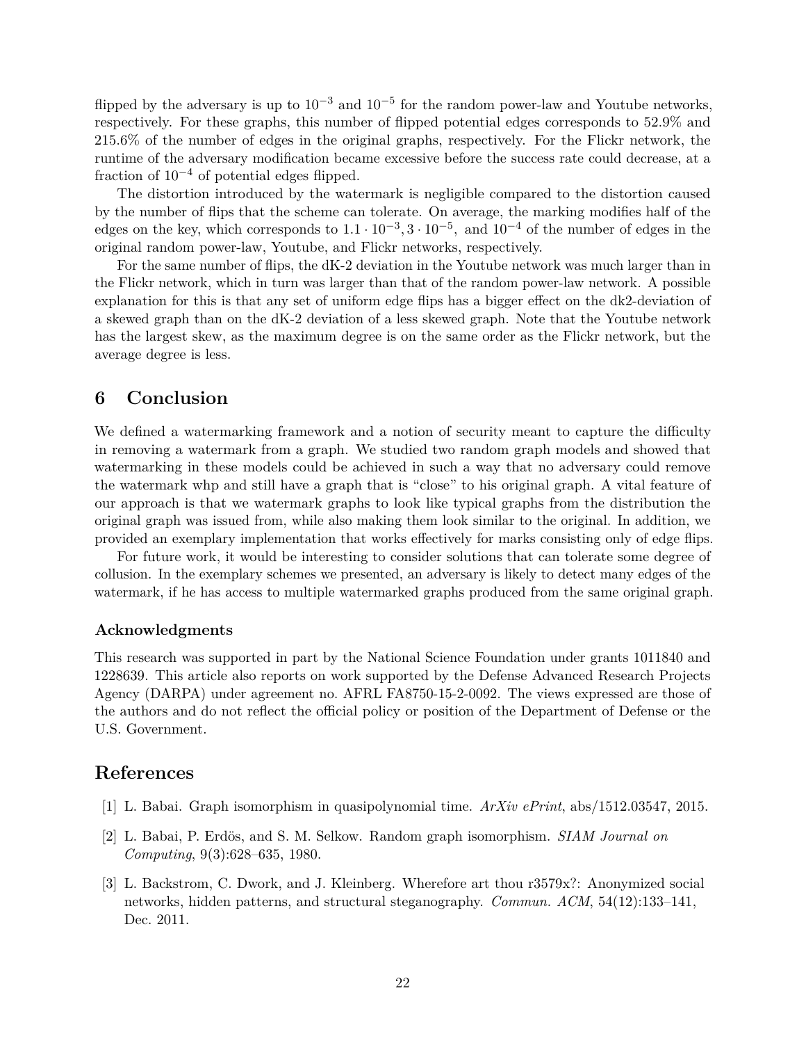flipped by the adversary is up to $10^{-3}$ and $10^{-5}$ for the random power-law and Youtube networks, respectively. For these graphs, this number of flipped potential edges corresponds to 52.9% and 215.6% of the number of edges in the original graphs, respectively. For the Flickr network, the runtime of the adversary modification became excessive before the success rate could decrease, at a fraction of $10^{-4}$ of potential edges flipped.

The distortion introduced by the watermark is negligible compared to the distortion caused by the number of flips that the scheme can tolerate. On average, the marking modifies half of the edges on the key, which corresponds to $1.1 \cdot 10^{-3}, 3 \cdot 10^{-5},$ and $10^{-4}$ of the number of edges in the original random power-law, Youtube, and Flickr networks, respectively.

For the same number of flips, the dK-2 deviation in the Youtube network was much larger than in the Flickr network, which in turn was larger than that of the random power-law network. A possible explanation for this is that any set of uniform edge flips has a bigger effect on the dk2-deviation of a skewed graph than on the dK-2 deviation of a less skewed graph. Note that the Youtube network has the largest skew, as the maximum degree is on the same order as the Flickr network, but the average degree is less.

## 6 Conclusion

We defined a watermarking framework and a notion of security meant to capture the difficulty in removing a watermark from a graph. We studied two random graph models and showed that watermarking in these models could be achieved in such a way that no adversary could remove the watermark whp and still have a graph that is "close" to his original graph. A vital feature of our approach is that we watermark graphs to look like typical graphs from the distribution the original graph was issued from, while also making them look similar to the original. In addition, we provided an exemplary implementation that works effectively for marks consisting only of edge flips.

For future work, it would be interesting to consider solutions that can tolerate some degree of collusion. In the exemplary schemes we presented, an adversary is likely to detect many edges of the watermark, if he has access to multiple watermarked graphs produced from the same original graph.

### Acknowledgments

This research was supported in part by the National Science Foundation under grants 1011840 and 1228639. This article also reports on work supported by the Defense Advanced Research Projects Agency (DARPA) under agreement no. AFRL FA8750-15-2-0092. The views expressed are those of the authors and do not reflect the official policy or position of the Department of Defense or the U.S. Government.

## References

[1] L. Babai. Graph isomorphism in quasipolynomial time. *ArXiv ePrint*, abs/1512.03547, 2015.

[2] L. Babai, P. Erdös, and S. M. Selkow. Random graph isomorphism. *SIAM Journal on Computing*, 9(3):628–635, 1980.

[3] L. Backstrom, C. Dwork, and J. Kleinberg. Wherefore art thou r3579x?: Anonymized social networks, hidden patterns, and structural steganography. *Commun. ACM*, 54(12):133–141, Dec. 2011.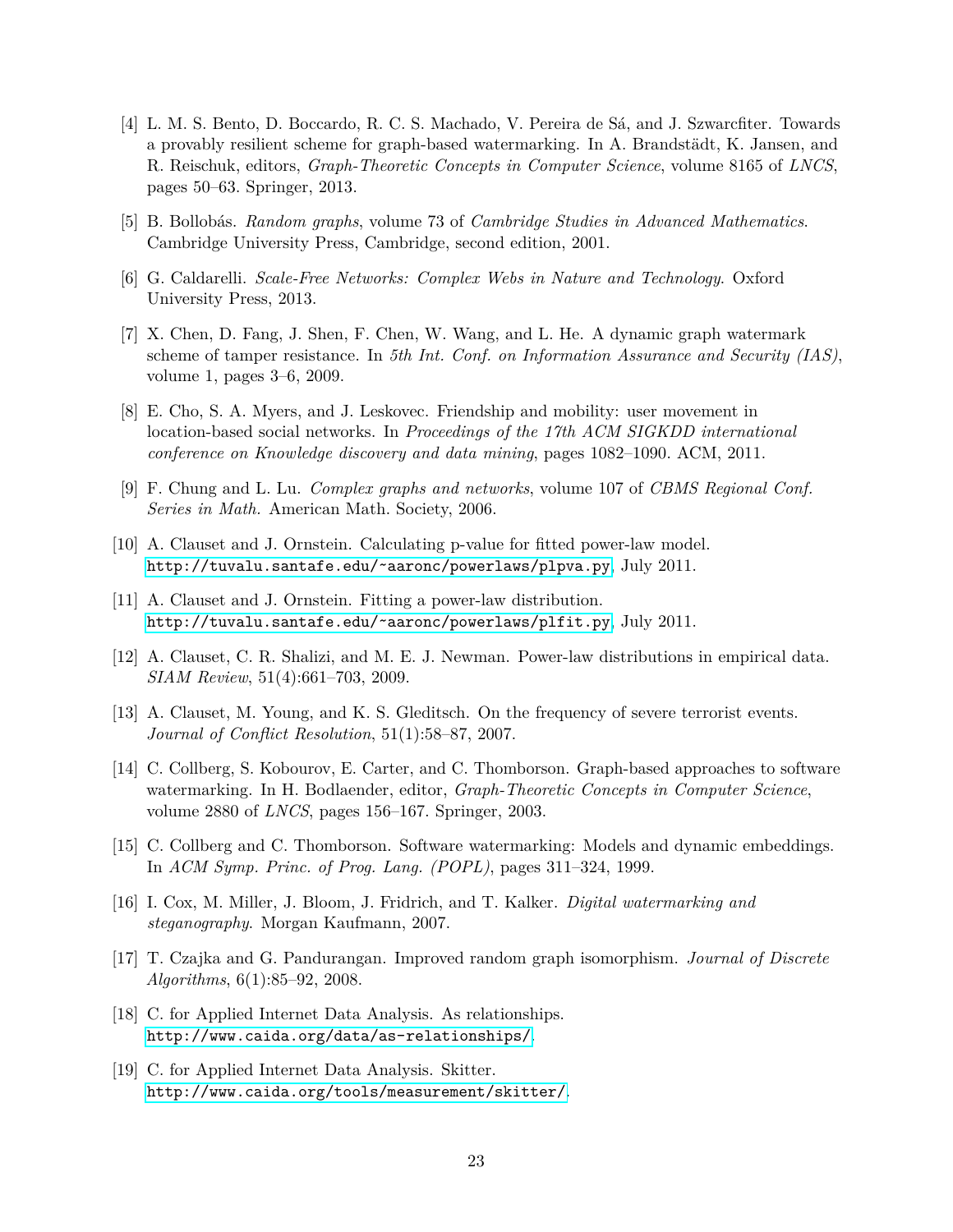[4] L. M. S. Bento, D. Boccardo, R. C. S. Machado, V. Pereira de Sá, and J. Szwarcfiter. Towards a provably resilient scheme for graph-based watermarking. In A. Brandstädt, K. Jansen, and R. Reischuk, editors, *Graph-Theoretic Concepts in Computer Science*, volume 8165 of *LNCS*, pages 50–63. Springer, 2013.

[5] B. Bollobás. *Random graphs*, volume 73 of *Cambridge Studies in Advanced Mathematics*. Cambridge University Press, Cambridge, second edition, 2001.

[6] G. Caldarelli. *Scale-Free Networks: Complex Webs in Nature and Technology*. Oxford University Press, 2013.

[7] X. Chen, D. Fang, J. Shen, F. Chen, W. Wang, and L. He. A dynamic graph watermark scheme of tamper resistance. In *5th Int. Conf. on Information Assurance and Security (IAS)*, volume 1, pages 3–6, 2009.

[8] E. Cho, S. A. Myers, and J. Leskovec. Friendship and mobility: user movement in location-based social networks. In *Proceedings of the 17th ACM SIGKDD international conference on Knowledge discovery and data mining*, pages 1082–1090. ACM, 2011.

[9] F. Chung and L. Lu. *Complex graphs and networks*, volume 107 of *CBMS Regional Conf. Series in Math.* American Math. Society, 2006.

[10] A. Clauset and J. Ornstein. Calculating p-value for fitted power-law model. http://tuvalu.santafe.edu/~aaronc/powerlaws/plpva.py, July 2011.

[11] A. Clauset and J. Ornstein. Fitting a power-law distribution. http://tuvalu.santafe.edu/~aaronc/powerlaws/plfit.py, July 2011.

[12] A. Clauset, C. R. Shalizi, and M. E. J. Newman. Power-law distributions in empirical data. *SIAM Review*, 51(4):661–703, 2009.

[13] A. Clauset, M. Young, and K. S. Gleditsch. On the frequency of severe terrorist events. *Journal of Conflict Resolution*, 51(1):58–87, 2007.

[14] C. Collberg, S. Kobourov, E. Carter, and C. Thomborson. Graph-based approaches to software watermarking. In H. Bodlaender, editor, *Graph-Theoretic Concepts in Computer Science*, volume 2880 of *LNCS*, pages 156–167. Springer, 2003.

[15] C. Collberg and C. Thomborson. Software watermarking: Models and dynamic embeddings. In *ACM Symp. Princ. of Prog. Lang. (POPL)*, pages 311–324, 1999.

[16] I. Cox, M. Miller, J. Bloom, J. Fridrich, and T. Kalker. *Digital watermarking and steganography*. Morgan Kaufmann, 2007.

[17] T. Czajka and G. Pandurangan. Improved random graph isomorphism. *Journal of Discrete Algorithms*, 6(1):85–92, 2008.

[18] C. for Applied Internet Data Analysis. As relationships. http://www.caida.org/data/as-relationships/.

[19] C. for Applied Internet Data Analysis. Skitter. http://www.caida.org/tools/measurement/skitter/.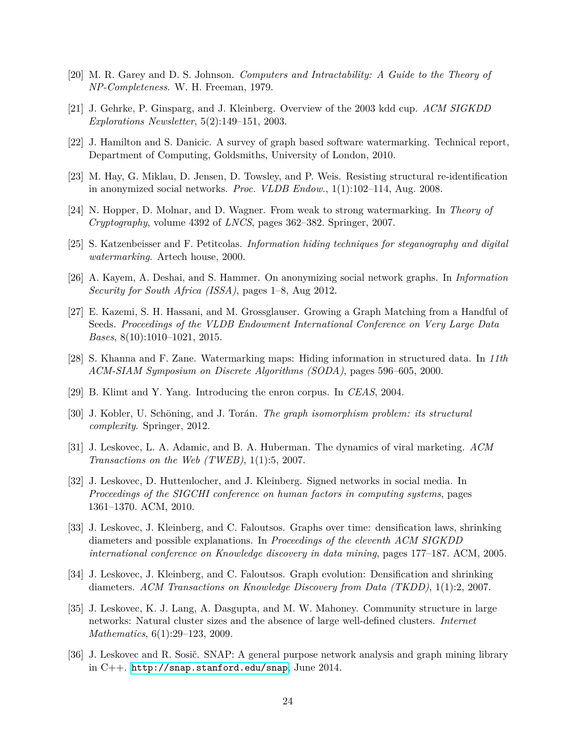[20] M. R. Garey and D. S. Johnson. *Computers and Intractability: A Guide to the Theory of NP-Completeness*. W. H. Freeman, 1979.

[21] J. Gehrke, P. Ginsparg, and J. Kleinberg. Overview of the 2003 kdd cup. *ACM SIGKDD Explorations Newsletter*, 5(2):149–151, 2003.

[22] J. Hamilton and S. Danicic. A survey of graph based software watermarking. Technical report, Department of Computing, Goldsmiths, University of London, 2010.

[23] M. Hay, G. Miklau, D. Jensen, D. Towsley, and P. Weis. Resisting structural re-identification in anonymized social networks. *Proc. VLDB Endow.*, 1(1):102–114, Aug. 2008.

[24] N. Hopper, D. Molnar, and D. Wagner. From weak to strong watermarking. In *Theory of Cryptography*, volume 4392 of *LNCS*, pages 362–382. Springer, 2007.

[25] S. Katzenbeisser and F. Petitcolas. *Information hiding techniques for steganography and digital watermarking*. Artech house, 2000.

[26] A. Kayem, A. Deshai, and S. Hammer. On anonymizing social network graphs. In *Information Security for South Africa (ISSA)*, pages 1–8, Aug 2012.

[27] E. Kazemi, S. H. Hassani, and M. Grossglauser. Growing a Graph Matching from a Handful of Seeds. *Proceedings of the VLDB Endowment International Conference on Very Large Data Bases*, 8(10):1010–1021, 2015.

[28] S. Khanna and F. Zane. Watermarking maps: Hiding information in structured data. In *11th ACM-SIAM Symposium on Discrete Algorithms (SODA)*, pages 596–605, 2000.

[29] B. Klimt and Y. Yang. Introducing the enron corpus. In *CEAS*, 2004.

[30] J. Kobler, U. Schöning, and J. Torán. *The graph isomorphism problem: its structural complexity*. Springer, 2012.

[31] J. Leskovec, L. A. Adamic, and B. A. Huberman. The dynamics of viral marketing. *ACM Transactions on the Web (TWEB)*, 1(1):5, 2007.

[32] J. Leskovec, D. Huttenlocher, and J. Kleinberg. Signed networks in social media. In *Proceedings of the SIGCHI conference on human factors in computing systems*, pages 1361–1370. ACM, 2010.

[33] J. Leskovec, J. Kleinberg, and C. Faloutsos. Graphs over time: densification laws, shrinking diameters and possible explanations. In *Proceedings of the eleventh ACM SIGKDD international conference on Knowledge discovery in data mining*, pages 177–187. ACM, 2005.

[34] J. Leskovec, J. Kleinberg, and C. Faloutsos. Graph evolution: Densification and shrinking diameters. *ACM Transactions on Knowledge Discovery from Data (TKDD)*, 1(1):2, 2007.

[35] J. Leskovec, K. J. Lang, A. Dasgupta, and M. W. Mahoney. Community structure in large networks: Natural cluster sizes and the absence of large well-defined clusters. *Internet Mathematics*, 6(1):29–123, 2009.

[36] J. Leskovec and R. Sosič. SNAP: A general purpose network analysis and graph mining library in C++. http://snap.stanford.edu/snap, June 2014.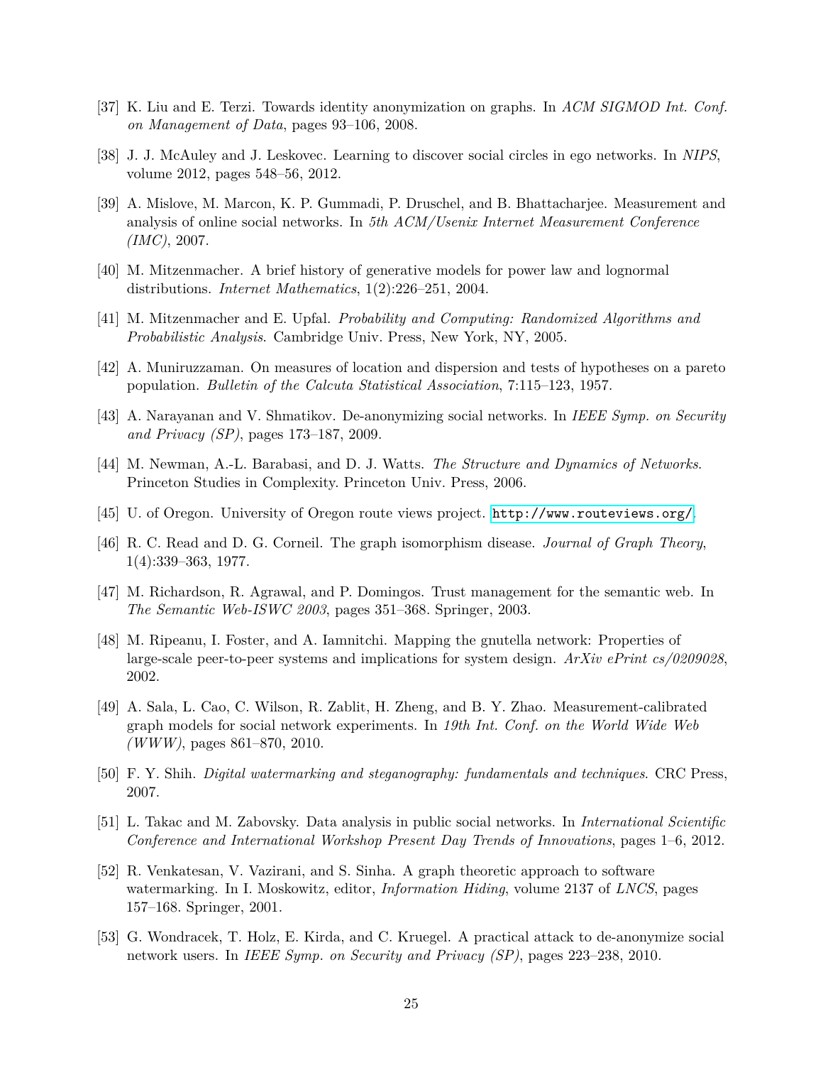[37] K. Liu and E. Terzi. Towards identity anonymization on graphs. In *ACM SIGMOD Int. Conf. on Management of Data*, pages 93–106, 2008.

[38] J. J. McAuley and J. Leskovec. Learning to discover social circles in ego networks. In *NIPS*, volume 2012, pages 548–56, 2012.

[39] A. Mislove, M. Marcon, K. P. Gummadi, P. Druschel, and B. Bhattacharjee. Measurement and analysis of online social networks. In *5th ACM/Usenix Internet Measurement Conference (IMC)*, 2007.

[40] M. Mitzenmacher. A brief history of generative models for power law and lognormal distributions. *Internet Mathematics*, 1(2):226–251, 2004.

[41] M. Mitzenmacher and E. Upfal. *Probability and Computing: Randomized Algorithms and Probabilistic Analysis*. Cambridge Univ. Press, New York, NY, 2005.

[42] A. Muniruzzaman. On measures of location and dispersion and tests of hypotheses on a pareto population. *Bulletin of the Calcuta Statistical Association*, 7:115–123, 1957.

[43] A. Narayanan and V. Shmatikov. De-anonymizing social networks. In *IEEE Symp. on Security and Privacy (SP)*, pages 173–187, 2009.

[44] M. Newman, A.-L. Barabasi, and D. J. Watts. *The Structure and Dynamics of Networks*. Princeton Studies in Complexity. Princeton Univ. Press, 2006.

[45] U. of Oregon. University of Oregon route views project. `http://www.routeviews.org/`.

[46] R. C. Read and D. G. Corneil. The graph isomorphism disease. *Journal of Graph Theory*, 1(4):339–363, 1977.

[47] M. Richardson, R. Agrawal, and P. Domingos. Trust management for the semantic web. In *The Semantic Web-ISWC 2003*, pages 351–368. Springer, 2003.

[48] M. Ripeanu, I. Foster, and A. Iamnitchi. Mapping the gnutella network: Properties of large-scale peer-to-peer systems and implications for system design. *ArXiv ePrint cs/0209028*, 2002.

[49] A. Sala, L. Cao, C. Wilson, R. Zablit, H. Zheng, and B. Y. Zhao. Measurement-calibrated graph models for social network experiments. In *19th Int. Conf. on the World Wide Web (WWW)*, pages 861–870, 2010.

[50] F. Y. Shih. *Digital watermarking and steganography: fundamentals and techniques*. CRC Press, 2007.

[51] L. Takac and M. Zabovsky. Data analysis in public social networks. In *International Scientific Conference and International Workshop Present Day Trends of Innovations*, pages 1–6, 2012.

[52] R. Venkatesan, V. Vazirani, and S. Sinha. A graph theoretic approach to software watermarking. In I. Moskowitz, editor, *Information Hiding*, volume 2137 of *LNCS*, pages 157–168. Springer, 2001.

[53] G. Wondracek, T. Holz, E. Kirda, and C. Kruegel. A practical attack to de-anonymize social network users. In *IEEE Symp. on Security and Privacy (SP)*, pages 223–238, 2010.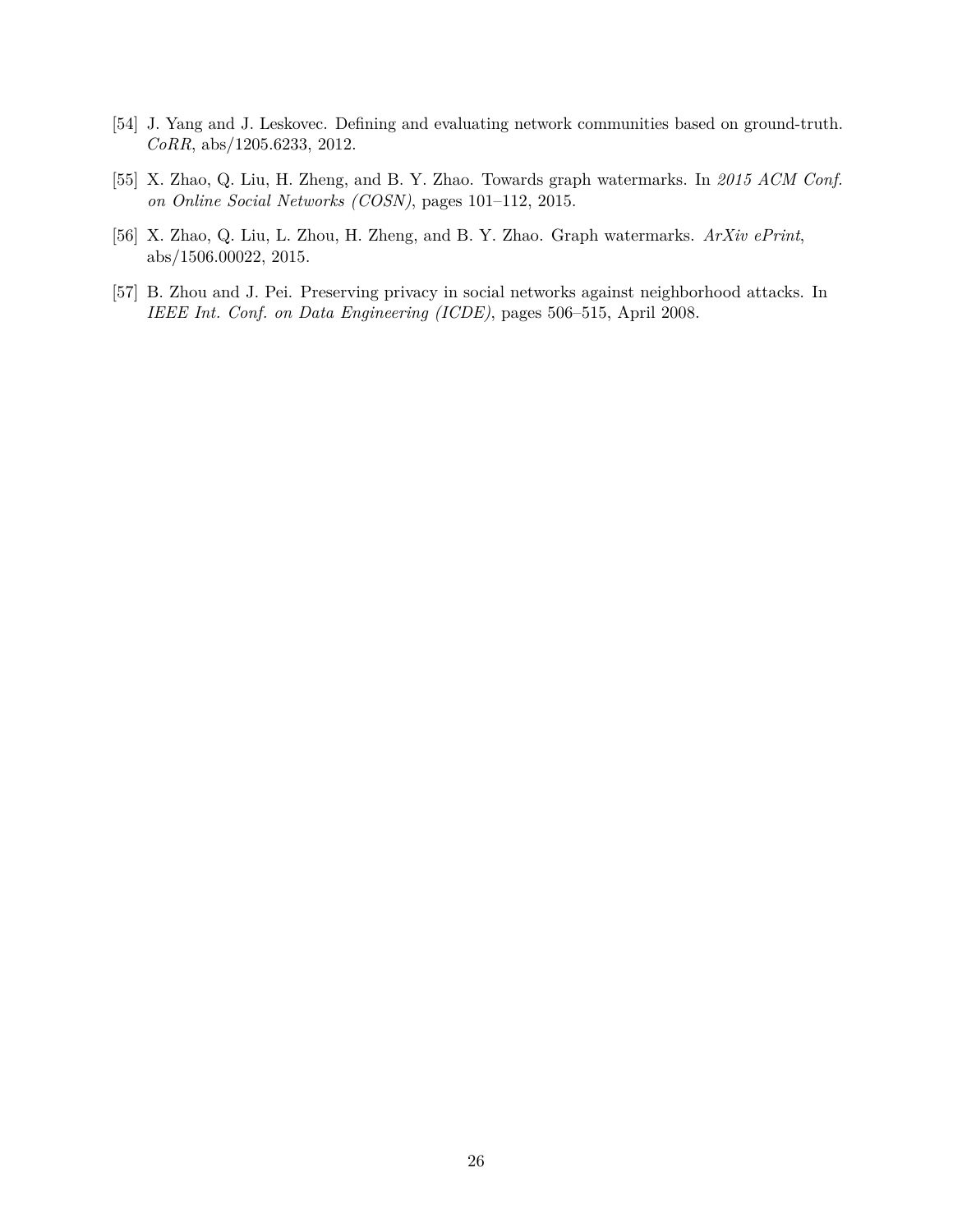[54] J. Yang and J. Leskovec. Defining and evaluating network communities based on ground-truth. *CoRR*, abs/1205.6233, 2012.

[55] X. Zhao, Q. Liu, H. Zheng, and B. Y. Zhao. Towards graph watermarks. In *2015 ACM Conf. on Online Social Networks (COSN)*, pages 101–112, 2015.

[56] X. Zhao, Q. Liu, L. Zhou, H. Zheng, and B. Y. Zhao. Graph watermarks. *ArXiv ePrint*, abs/1506.00022, 2015.

[57] B. Zhou and J. Pei. Preserving privacy in social networks against neighborhood attacks. In *IEEE Int. Conf. on Data Engineering (ICDE)*, pages 506–515, April 2008.